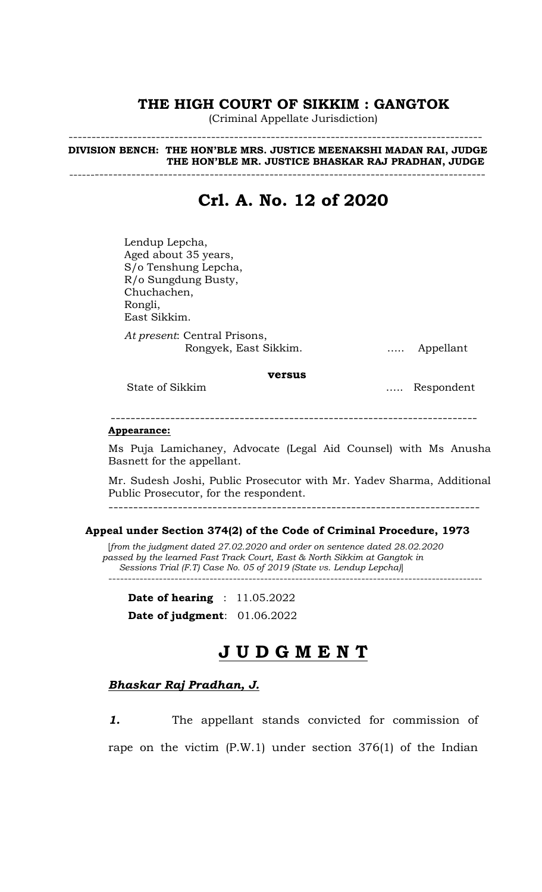# THE HIGH COURT OF SIKKIM : GANGTOK

(Criminal Appellate Jurisdiction)

---

**DIVISION BENCH: THE HON'BLE MRS. JUSTICE MEENAKSHI MADAN RAI, JUDGE**
**THE HON'BLE MR. JUSTICE BHASKAR RAJ PRADHAN, JUDGE**

---

## Crl. A. No. 12 of 2020

Lendup Lepcha,
Aged about 35 years,
S/o Tenshung Lepcha,
R/o Sungdung Busty,
Chuchachen,
Rongli,
East Sikkim.

*At present*: Central Prisons,
Rongyek, East Sikkim. ….. Appellant

**versus**

State of Sikkim ….. Respondent

---

**Appearance:**

Ms Puja Lamichaney, Advocate (Legal Aid Counsel) with Ms Anusha Basnett for the appellant.

Mr. Sudesh Joshi, Public Prosecutor with Mr. Yadev Sharma, Additional Public Prosecutor, for the respondent.

---

**Appeal under Section 374(2) of the Code of Criminal Procedure, 1973**

[*from the judgment dated 27.02.2020 and order on sentence dated 28.02.2020 passed by the learned Fast Track Court, East & North Sikkim at Gangtok in Sessions Trial (F.T) Case No. 05 of 2019 (State vs. Lendup Lepcha)*]

---

**Date of hearing** : 11.05.2022

**Date of judgment**: 01.06.2022

## J U D G M E N T

***Bhaskar Raj Pradhan, J.***

***1.*** The appellant stands convicted for commission of rape on the victim (P.W.1) under section 376(1) of the Indian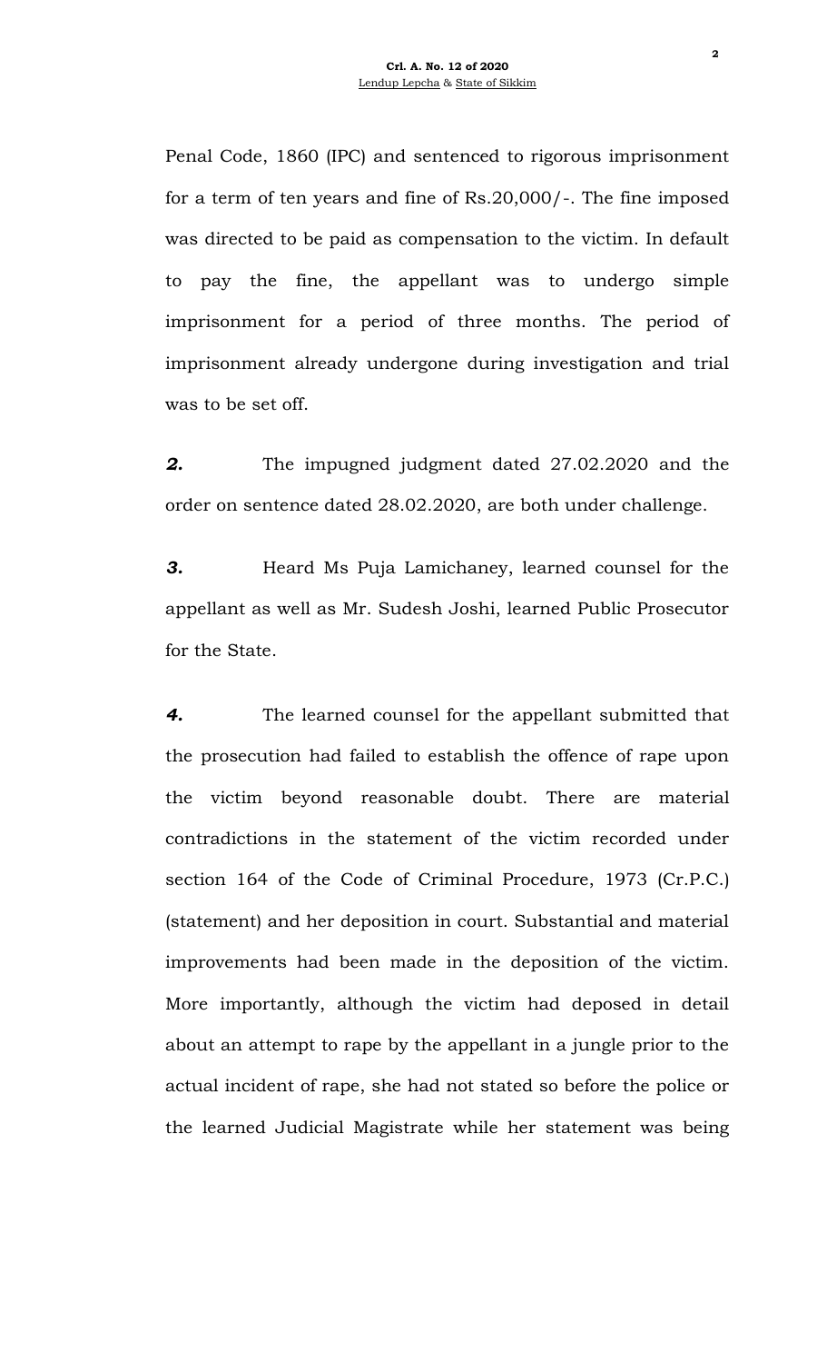Penal Code, 1860 (IPC) and sentenced to rigorous imprisonment for a term of ten years and fine of Rs.20,000/-. The fine imposed was directed to be paid as compensation to the victim. In default to pay the fine, the appellant was to undergo simple imprisonment for a period of three months. The period of imprisonment already undergone during investigation and trial was to be set off.

***2.*** The impugned judgment dated 27.02.2020 and the order on sentence dated 28.02.2020, are both under challenge.

***3.*** Heard Ms Puja Lamichaney, learned counsel for the appellant as well as Mr. Sudesh Joshi, learned Public Prosecutor for the State.

***4.*** The learned counsel for the appellant submitted that the prosecution had failed to establish the offence of rape upon the victim beyond reasonable doubt. There are material contradictions in the statement of the victim recorded under section 164 of the Code of Criminal Procedure, 1973 (Cr.P.C.) (statement) and her deposition in court. Substantial and material improvements had been made in the deposition of the victim. More importantly, although the victim had deposed in detail about an attempt to rape by the appellant in a jungle prior to the actual incident of rape, she had not stated so before the police or the learned Judicial Magistrate while her statement was being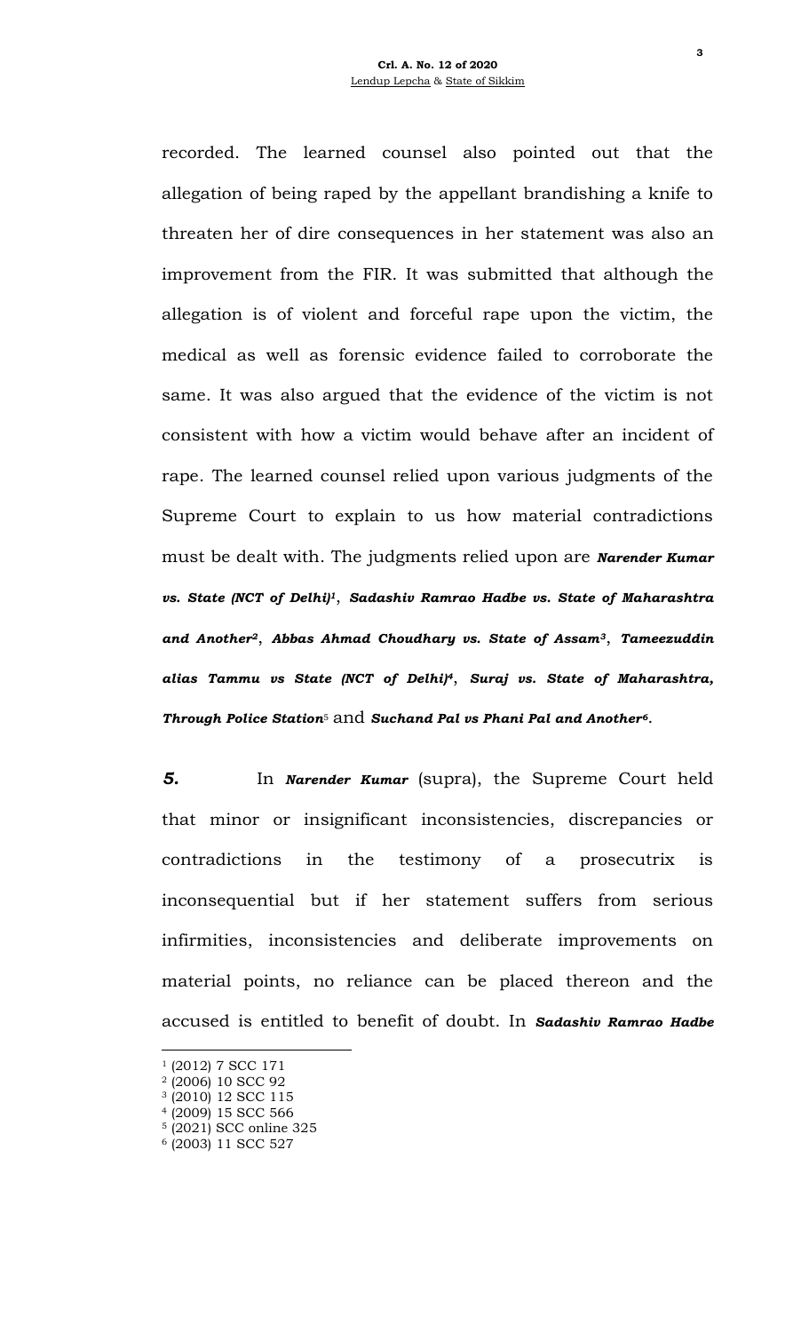recorded. The learned counsel also pointed out that the allegation of being raped by the appellant brandishing a knife to threaten her of dire consequences in her statement was also an improvement from the FIR. It was submitted that although the allegation is of violent and forceful rape upon the victim, the medical as well as forensic evidence failed to corroborate the same. It was also argued that the evidence of the victim is not consistent with how a victim would behave after an incident of rape. The learned counsel relied upon various judgments of the Supreme Court to explain to us how material contradictions must be dealt with. The judgments relied upon are ***Narender Kumar vs. State (NCT of Delhi)***[1], ***Sadashiv Ramrao Hadbe vs. State of Maharashtra and Another***[2], ***Abbas Ahmad Choudhary vs. State of Assam***[3], ***Tameezuddin alias Tammu vs State (NCT of Delhi)***[4], ***Suraj vs. State of Maharashtra, Through Police Station***[5] and ***Suchand Pal vs Phani Pal and Another***[6].

***5.*** In ***Narender Kumar*** (supra), the Supreme Court held that minor or insignificant inconsistencies, discrepancies or contradictions in the testimony of a prosecutrix is inconsequential but if her statement suffers from serious infirmities, inconsistencies and deliberate improvements on material points, no reliance can be placed thereon and the accused is entitled to benefit of doubt. In ***Sadashiv Ramrao Hadbe***

---

[1] (2012) 7 SCC 171
[2] (2006) 10 SCC 92
[3] (2010) 12 SCC 115
[4] (2009) 15 SCC 566
[5] (2021) SCC online 325
[6] (2003) 11 SCC 527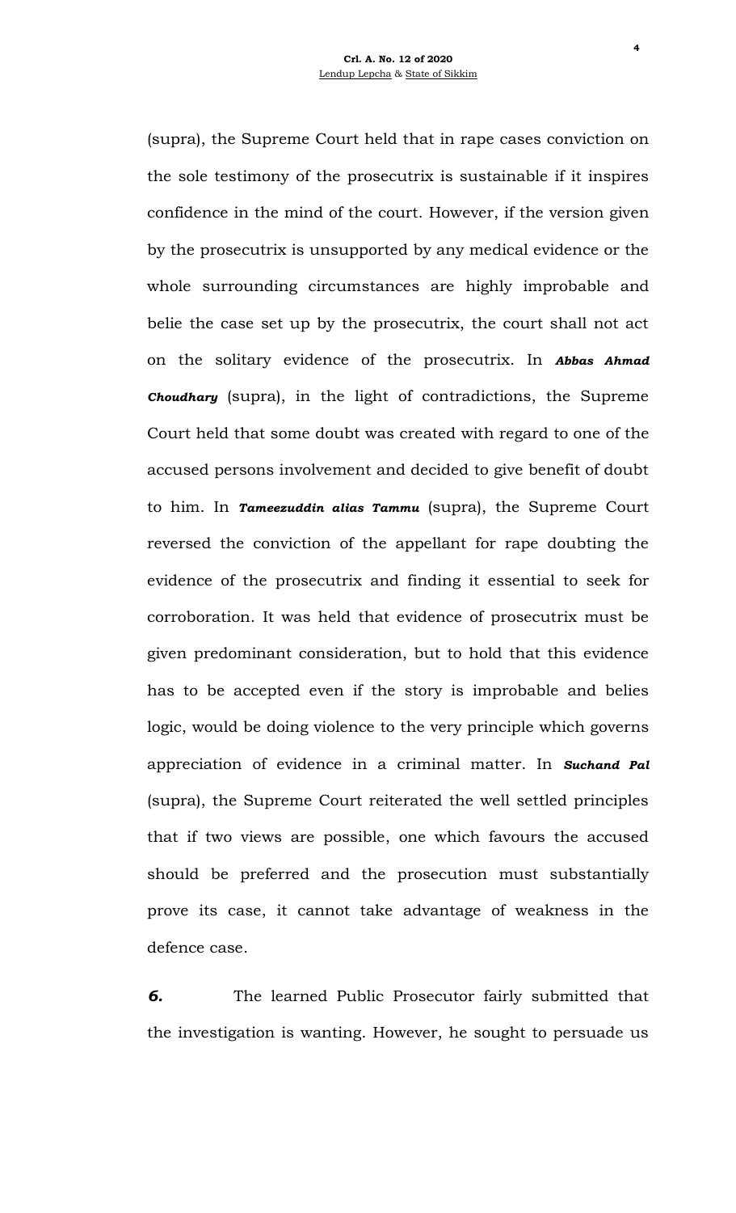(supra), the Supreme Court held that in rape cases conviction on the sole testimony of the prosecutrix is sustainable if it inspires confidence in the mind of the court. However, if the version given by the prosecutrix is unsupported by any medical evidence or the whole surrounding circumstances are highly improbable and belie the case set up by the prosecutrix, the court shall not act on the solitary evidence of the prosecutrix. In ***Abbas Ahmad Choudhary*** (supra), in the light of contradictions, the Supreme Court held that some doubt was created with regard to one of the accused persons involvement and decided to give benefit of doubt to him. In ***Tameezuddin alias Tammu*** (supra), the Supreme Court reversed the conviction of the appellant for rape doubting the evidence of the prosecutrix and finding it essential to seek for corroboration. It was held that evidence of prosecutrix must be given predominant consideration, but to hold that this evidence has to be accepted even if the story is improbable and belies logic, would be doing violence to the very principle which governs appreciation of evidence in a criminal matter. In ***Suchand Pal*** (supra), the Supreme Court reiterated the well settled principles that if two views are possible, one which favours the accused should be preferred and the prosecution must substantially prove its case, it cannot take advantage of weakness in the defence case.

***6.*** The learned Public Prosecutor fairly submitted that the investigation is wanting. However, he sought to persuade us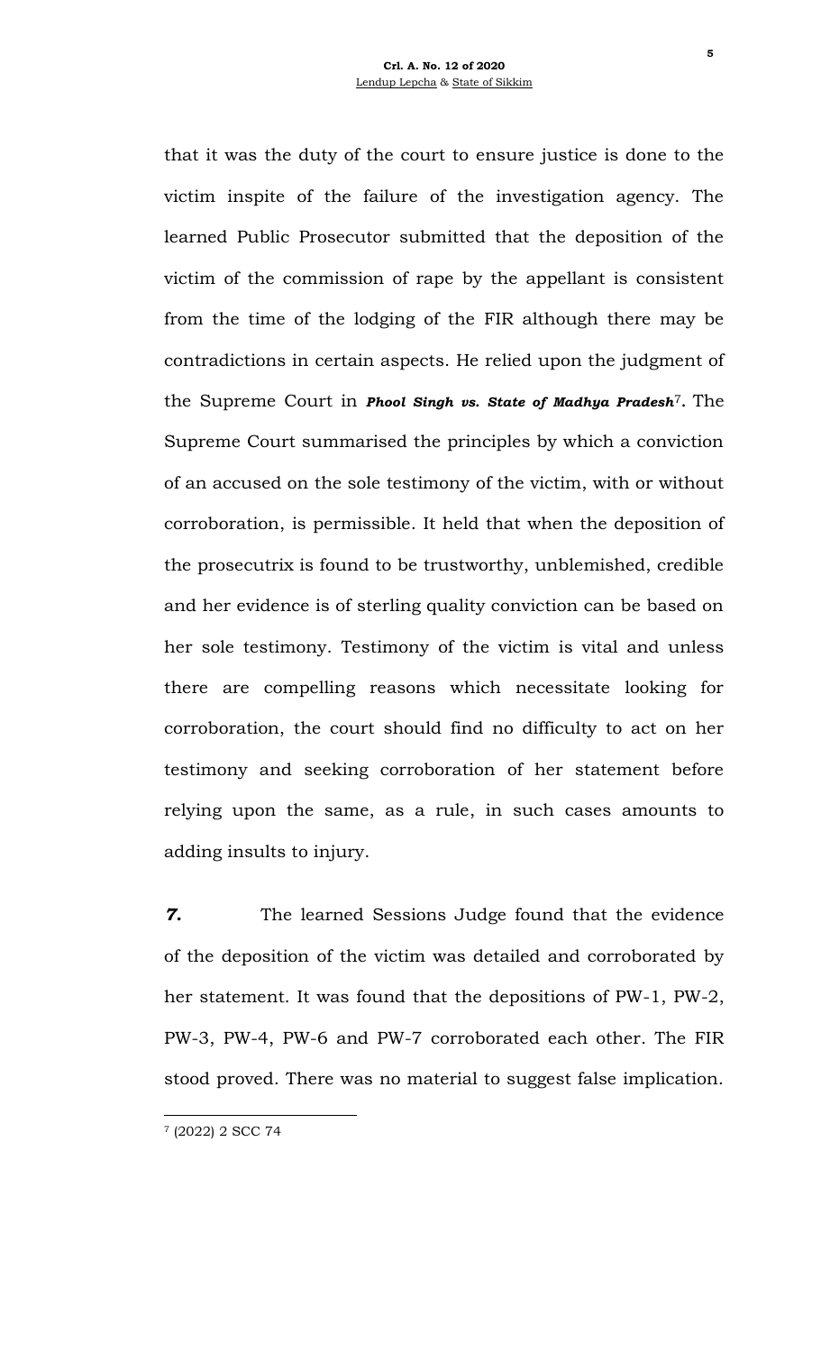that it was the duty of the court to ensure justice is done to the victim inspite of the failure of the investigation agency. The learned Public Prosecutor submitted that the deposition of the victim of the commission of rape by the appellant is consistent from the time of the lodging of the FIR although there may be contradictions in certain aspects. He relied upon the judgment of the Supreme Court in ***Phool Singh vs. State of Madhya Pradesh***[7]**.** The Supreme Court summarised the principles by which a conviction of an accused on the sole testimony of the victim, with or without corroboration, is permissible. It held that when the deposition of the prosecutrix is found to be trustworthy, unblemished, credible and her evidence is of sterling quality conviction can be based on her sole testimony. Testimony of the victim is vital and unless there are compelling reasons which necessitate looking for corroboration, the court should find no difficulty to act on her testimony and seeking corroboration of her statement before relying upon the same, as a rule, in such cases amounts to adding insults to injury.

***7.*** The learned Sessions Judge found that the evidence of the deposition of the victim was detailed and corroborated by her statement. It was found that the depositions of PW-1, PW-2, PW-3, PW-4, PW-6 and PW-7 corroborated each other. The FIR stood proved. There was no material to suggest false implication.

---

[7] (2022) 2 SCC 74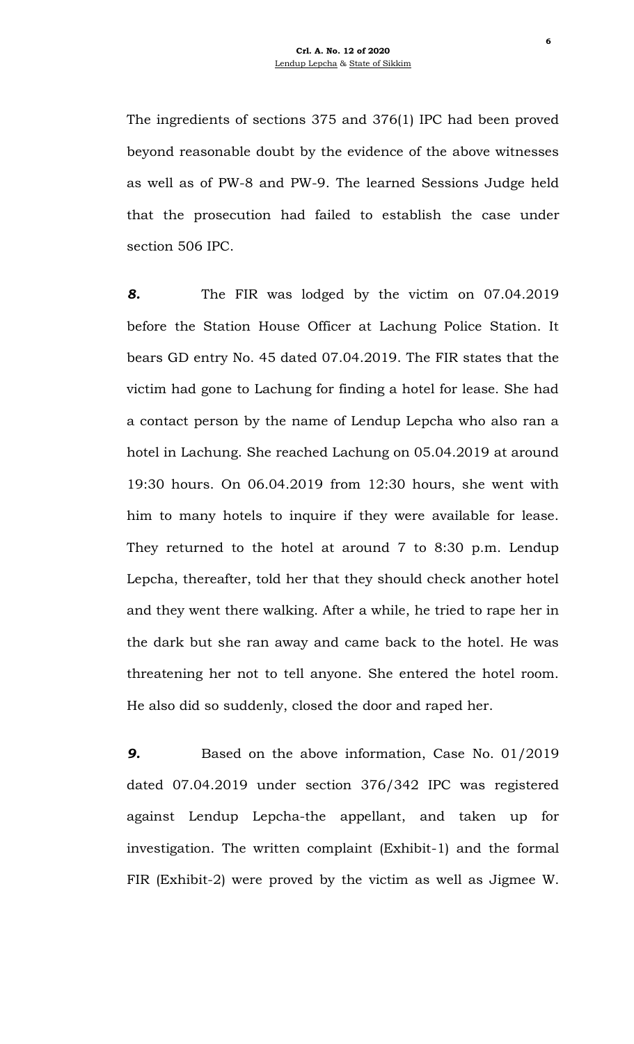The ingredients of sections 375 and 376(1) IPC had been proved beyond reasonable doubt by the evidence of the above witnesses as well as of PW-8 and PW-9. The learned Sessions Judge held that the prosecution had failed to establish the case under section 506 IPC.

***8.*** The FIR was lodged by the victim on 07.04.2019 before the Station House Officer at Lachung Police Station. It bears GD entry No. 45 dated 07.04.2019. The FIR states that the victim had gone to Lachung for finding a hotel for lease. She had a contact person by the name of Lendup Lepcha who also ran a hotel in Lachung. She reached Lachung on 05.04.2019 at around 19:30 hours. On 06.04.2019 from 12:30 hours, she went with him to many hotels to inquire if they were available for lease. They returned to the hotel at around 7 to 8:30 p.m. Lendup Lepcha, thereafter, told her that they should check another hotel and they went there walking. After a while, he tried to rape her in the dark but she ran away and came back to the hotel. He was threatening her not to tell anyone. She entered the hotel room. He also did so suddenly, closed the door and raped her.

***9.*** Based on the above information, Case No. 01/2019 dated 07.04.2019 under section 376/342 IPC was registered against Lendup Lepcha-the appellant, and taken up for investigation. The written complaint (Exhibit-1) and the formal FIR (Exhibit-2) were proved by the victim as well as Jigmee W.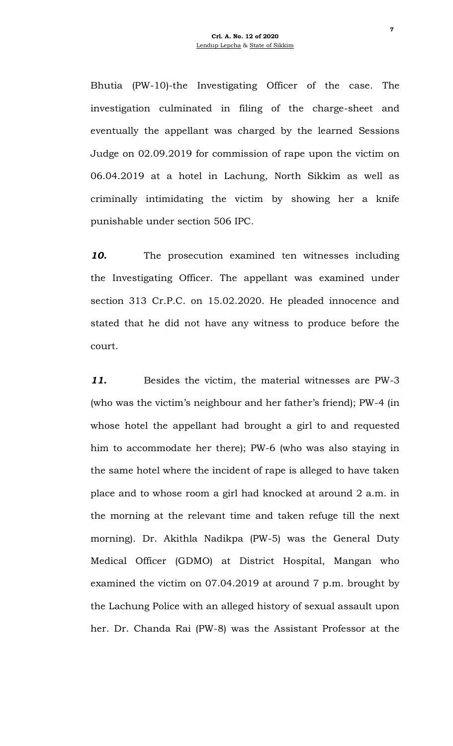Bhutia (PW-10)-the Investigating Officer of the case. The investigation culminated in filing of the charge-sheet and eventually the appellant was charged by the learned Sessions Judge on 02.09.2019 for commission of rape upon the victim on 06.04.2019 at a hotel in Lachung, North Sikkim as well as criminally intimidating the victim by showing her a knife punishable under section 506 IPC.

***10.*** The prosecution examined ten witnesses including the Investigating Officer. The appellant was examined under section 313 Cr.P.C. on 15.02.2020. He pleaded innocence and stated that he did not have any witness to produce before the court.

***11.*** Besides the victim, the material witnesses are PW-3 (who was the victim's neighbour and her father's friend); PW-4 (in whose hotel the appellant had brought a girl to and requested him to accommodate her there); PW-6 (who was also staying in the same hotel where the incident of rape is alleged to have taken place and to whose room a girl had knocked at around 2 a.m. in the morning at the relevant time and taken refuge till the next morning). Dr. Akithla Nadikpa (PW-5) was the General Duty Medical Officer (GDMO) at District Hospital, Mangan who examined the victim on 07.04.2019 at around 7 p.m. brought by the Lachung Police with an alleged history of sexual assault upon her. Dr. Chanda Rai (PW-8) was the Assistant Professor at the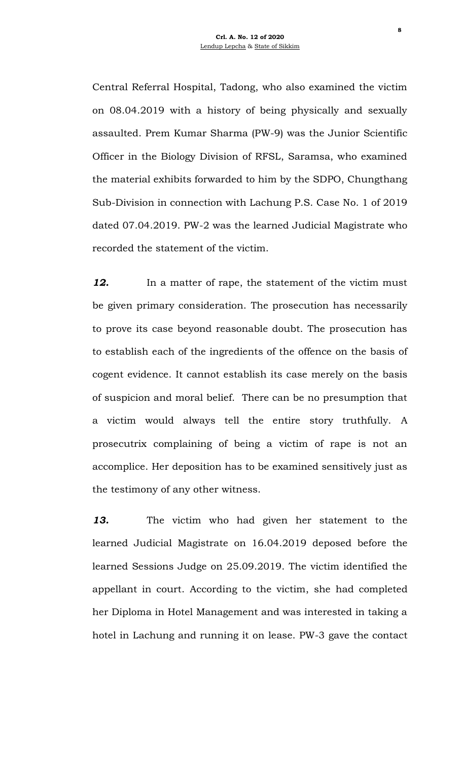Central Referral Hospital, Tadong, who also examined the victim on 08.04.2019 with a history of being physically and sexually assaulted. Prem Kumar Sharma (PW-9) was the Junior Scientific Officer in the Biology Division of RFSL, Saramsa, who examined the material exhibits forwarded to him by the SDPO, Chungthang Sub-Division in connection with Lachung P.S. Case No. 1 of 2019 dated 07.04.2019. PW-2 was the learned Judicial Magistrate who recorded the statement of the victim.

***12.*** In a matter of rape, the statement of the victim must be given primary consideration. The prosecution has necessarily to prove its case beyond reasonable doubt. The prosecution has to establish each of the ingredients of the offence on the basis of cogent evidence. It cannot establish its case merely on the basis of suspicion and moral belief. There can be no presumption that a victim would always tell the entire story truthfully. A prosecutrix complaining of being a victim of rape is not an accomplice. Her deposition has to be examined sensitively just as the testimony of any other witness.

***13.*** The victim who had given her statement to the learned Judicial Magistrate on 16.04.2019 deposed before the learned Sessions Judge on 25.09.2019. The victim identified the appellant in court. According to the victim, she had completed her Diploma in Hotel Management and was interested in taking a hotel in Lachung and running it on lease. PW-3 gave the contact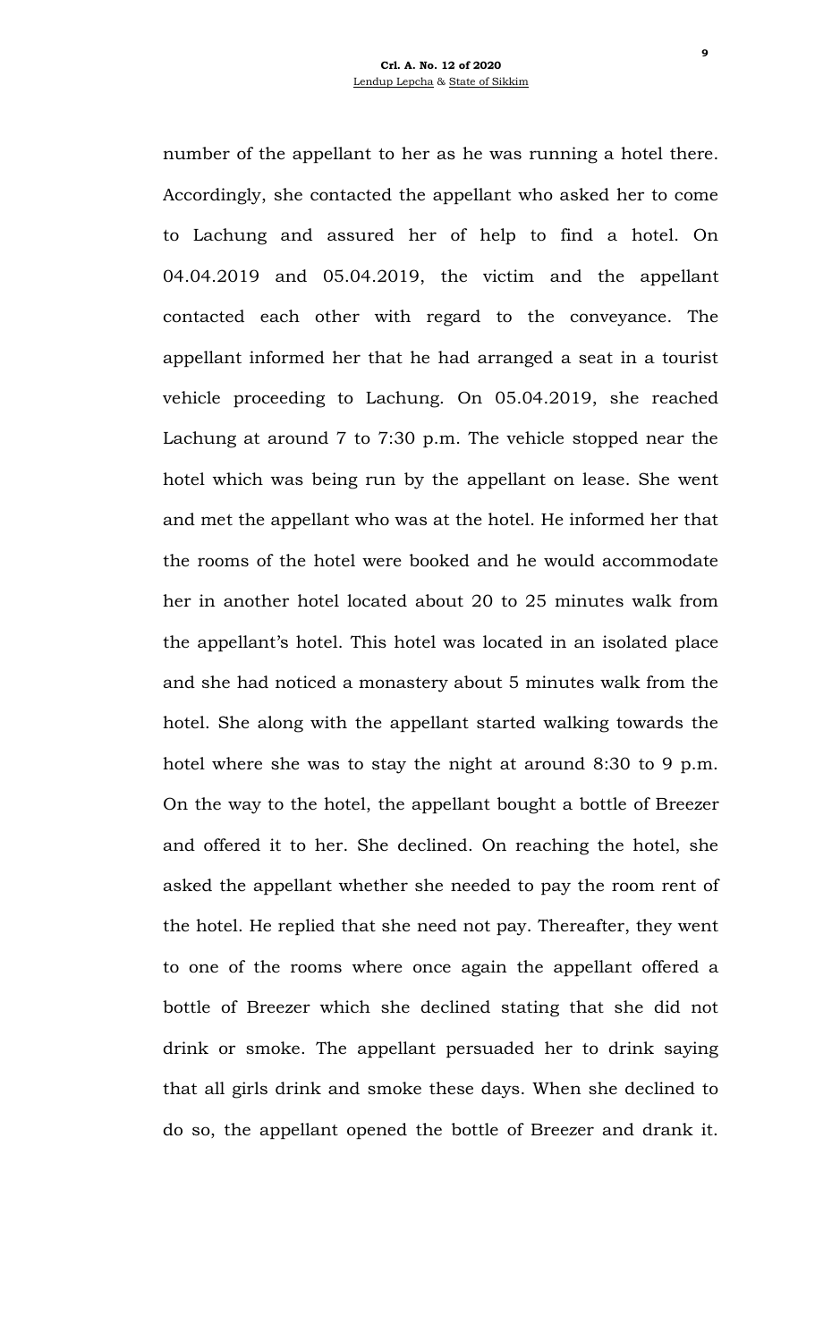number of the appellant to her as he was running a hotel there. Accordingly, she contacted the appellant who asked her to come to Lachung and assured her of help to find a hotel. On 04.04.2019 and 05.04.2019, the victim and the appellant contacted each other with regard to the conveyance. The appellant informed her that he had arranged a seat in a tourist vehicle proceeding to Lachung. On 05.04.2019, she reached Lachung at around 7 to 7:30 p.m. The vehicle stopped near the hotel which was being run by the appellant on lease. She went and met the appellant who was at the hotel. He informed her that the rooms of the hotel were booked and he would accommodate her in another hotel located about 20 to 25 minutes walk from the appellant's hotel. This hotel was located in an isolated place and she had noticed a monastery about 5 minutes walk from the hotel. She along with the appellant started walking towards the hotel where she was to stay the night at around 8:30 to 9 p.m. On the way to the hotel, the appellant bought a bottle of Breezer and offered it to her. She declined. On reaching the hotel, she asked the appellant whether she needed to pay the room rent of the hotel. He replied that she need not pay. Thereafter, they went to one of the rooms where once again the appellant offered a bottle of Breezer which she declined stating that she did not drink or smoke. The appellant persuaded her to drink saying that all girls drink and smoke these days. When she declined to do so, the appellant opened the bottle of Breezer and drank it.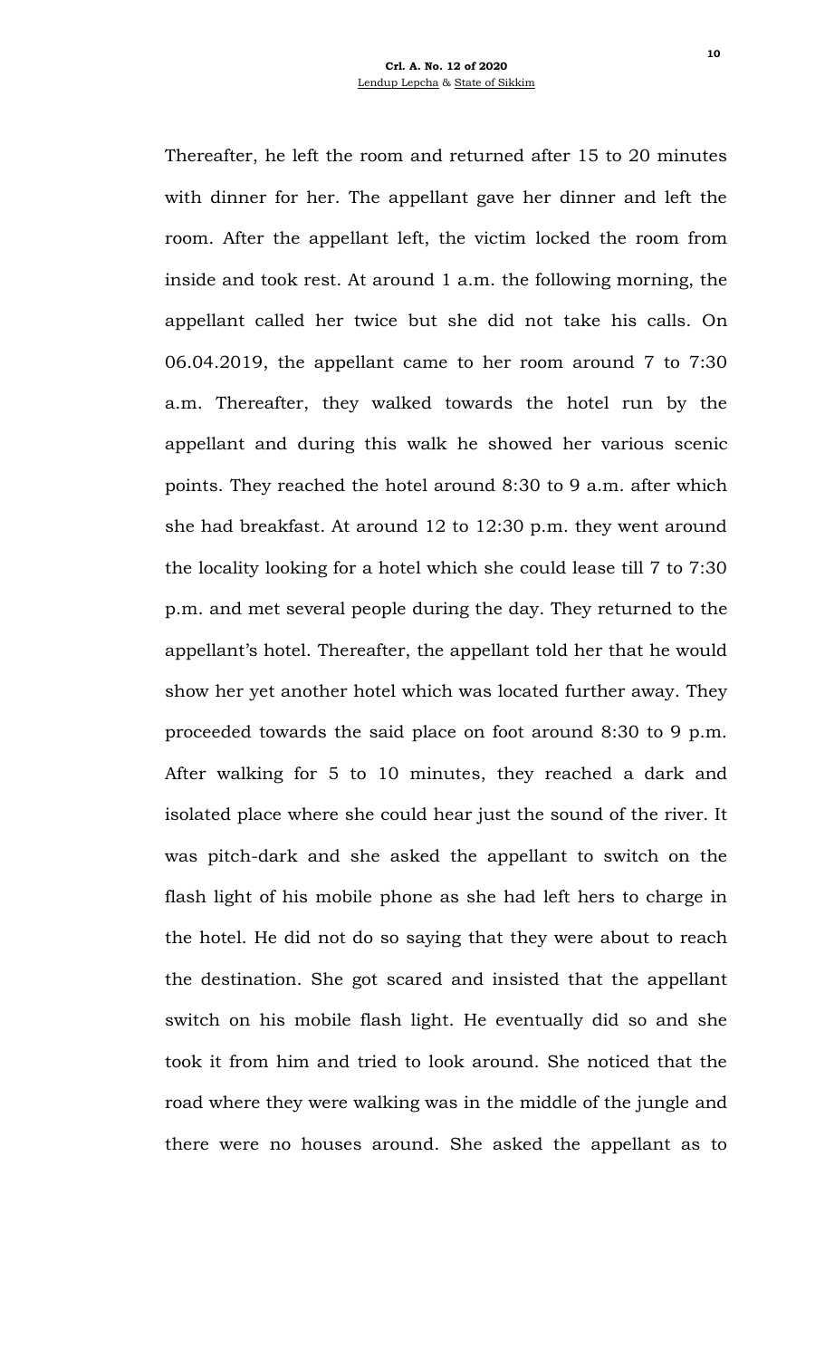Thereafter, he left the room and returned after 15 to 20 minutes with dinner for her. The appellant gave her dinner and left the room. After the appellant left, the victim locked the room from inside and took rest. At around 1 a.m. the following morning, the appellant called her twice but she did not take his calls. On 06.04.2019, the appellant came to her room around 7 to 7:30 a.m. Thereafter, they walked towards the hotel run by the appellant and during this walk he showed her various scenic points. They reached the hotel around 8:30 to 9 a.m. after which she had breakfast. At around 12 to 12:30 p.m. they went around the locality looking for a hotel which she could lease till 7 to 7:30 p.m. and met several people during the day. They returned to the appellant's hotel. Thereafter, the appellant told her that he would show her yet another hotel which was located further away. They proceeded towards the said place on foot around 8:30 to 9 p.m. After walking for 5 to 10 minutes, they reached a dark and isolated place where she could hear just the sound of the river. It was pitch-dark and she asked the appellant to switch on the flash light of his mobile phone as she had left hers to charge in the hotel. He did not do so saying that they were about to reach the destination. She got scared and insisted that the appellant switch on his mobile flash light. He eventually did so and she took it from him and tried to look around. She noticed that the road where they were walking was in the middle of the jungle and there were no houses around. She asked the appellant as to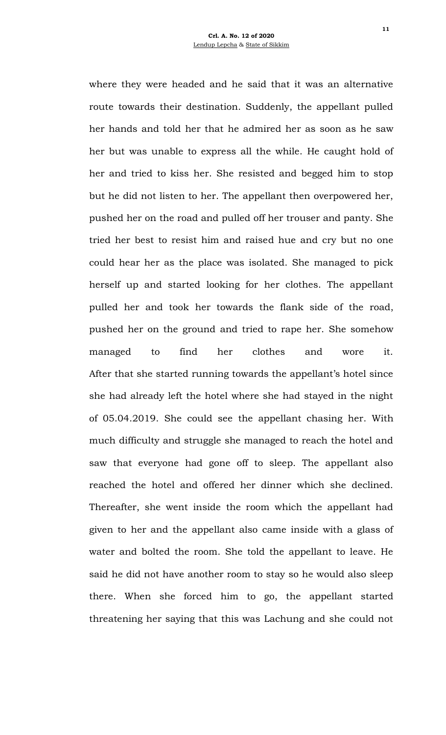where they were headed and he said that it was an alternative route towards their destination. Suddenly, the appellant pulled her hands and told her that he admired her as soon as he saw her but was unable to express all the while. He caught hold of her and tried to kiss her. She resisted and begged him to stop but he did not listen to her. The appellant then overpowered her, pushed her on the road and pulled off her trouser and panty. She tried her best to resist him and raised hue and cry but no one could hear her as the place was isolated. She managed to pick herself up and started looking for her clothes. The appellant pulled her and took her towards the flank side of the road, pushed her on the ground and tried to rape her. She somehow managed to find her clothes and wore it. After that she started running towards the appellant's hotel since she had already left the hotel where she had stayed in the night of 05.04.2019. She could see the appellant chasing her. With much difficulty and struggle she managed to reach the hotel and saw that everyone had gone off to sleep. The appellant also reached the hotel and offered her dinner which she declined. Thereafter, she went inside the room which the appellant had given to her and the appellant also came inside with a glass of water and bolted the room. She told the appellant to leave. He said he did not have another room to stay so he would also sleep there. When she forced him to go, the appellant started threatening her saying that this was Lachung and she could not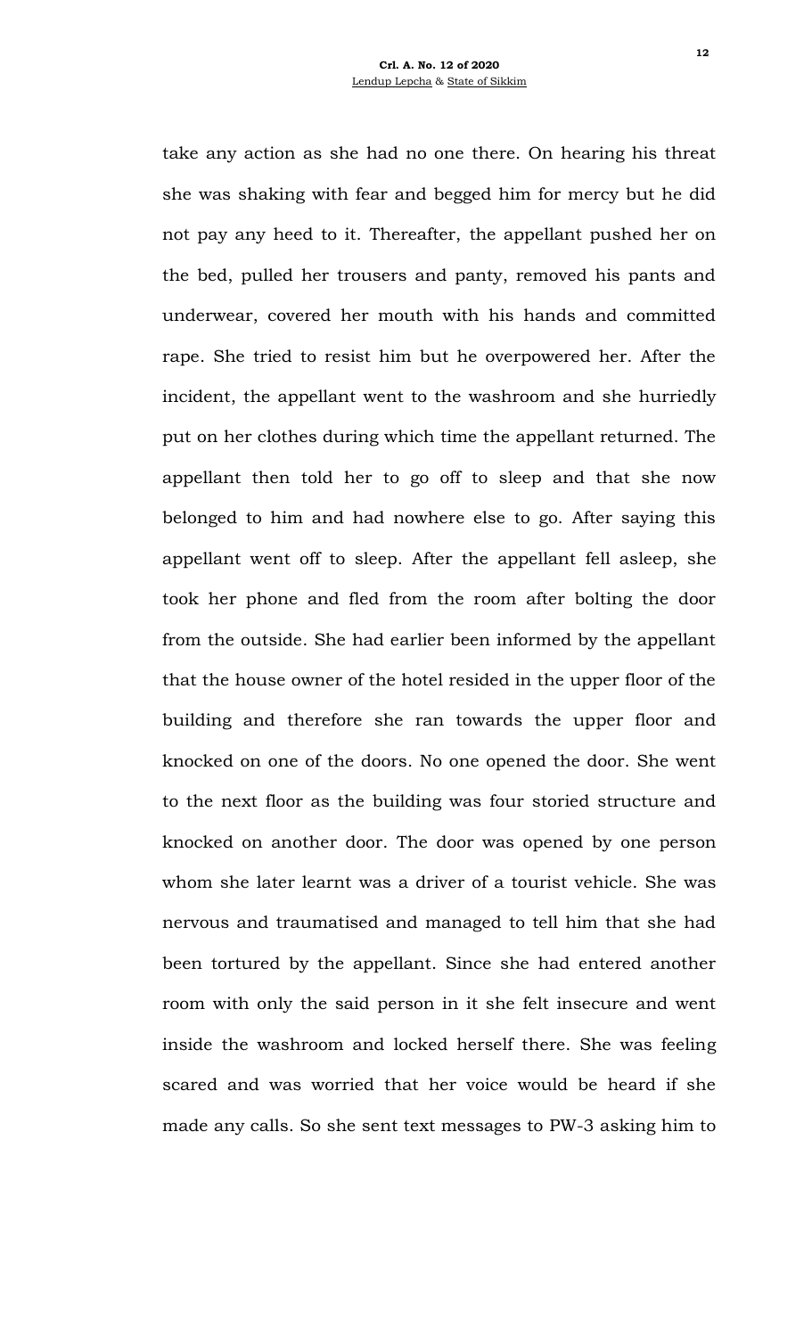take any action as she had no one there. On hearing his threat she was shaking with fear and begged him for mercy but he did not pay any heed to it. Thereafter, the appellant pushed her on the bed, pulled her trousers and panty, removed his pants and underwear, covered her mouth with his hands and committed rape. She tried to resist him but he overpowered her. After the incident, the appellant went to the washroom and she hurriedly put on her clothes during which time the appellant returned. The appellant then told her to go off to sleep and that she now belonged to him and had nowhere else to go. After saying this appellant went off to sleep. After the appellant fell asleep, she took her phone and fled from the room after bolting the door from the outside. She had earlier been informed by the appellant that the house owner of the hotel resided in the upper floor of the building and therefore she ran towards the upper floor and knocked on one of the doors. No one opened the door. She went to the next floor as the building was four storied structure and knocked on another door. The door was opened by one person whom she later learnt was a driver of a tourist vehicle. She was nervous and traumatised and managed to tell him that she had been tortured by the appellant. Since she had entered another room with only the said person in it she felt insecure and went inside the washroom and locked herself there. She was feeling scared and was worried that her voice would be heard if she made any calls. So she sent text messages to PW-3 asking him to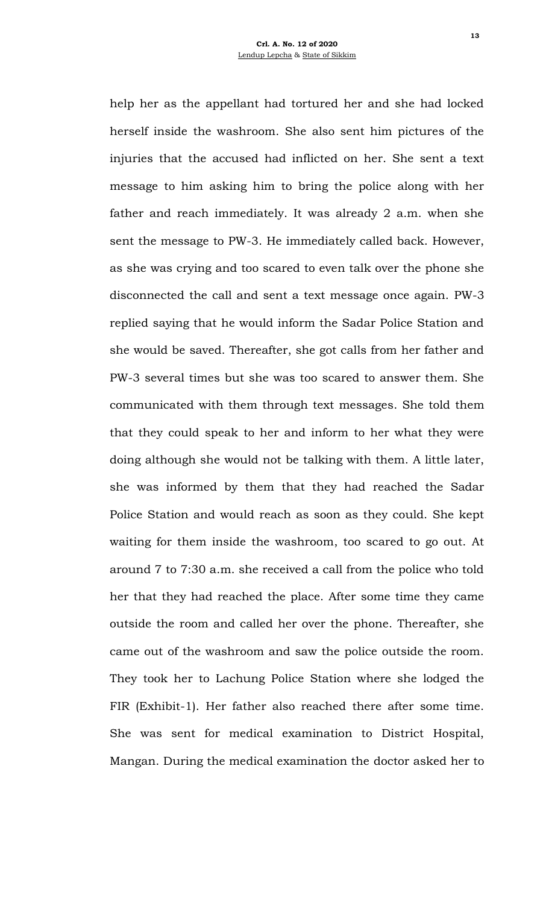help her as the appellant had tortured her and she had locked herself inside the washroom. She also sent him pictures of the injuries that the accused had inflicted on her. She sent a text message to him asking him to bring the police along with her father and reach immediately. It was already 2 a.m. when she sent the message to PW-3. He immediately called back. However, as she was crying and too scared to even talk over the phone she disconnected the call and sent a text message once again. PW-3 replied saying that he would inform the Sadar Police Station and she would be saved. Thereafter, she got calls from her father and PW-3 several times but she was too scared to answer them. She communicated with them through text messages. She told them that they could speak to her and inform to her what they were doing although she would not be talking with them. A little later, she was informed by them that they had reached the Sadar Police Station and would reach as soon as they could. She kept waiting for them inside the washroom, too scared to go out. At around 7 to 7:30 a.m. she received a call from the police who told her that they had reached the place. After some time they came outside the room and called her over the phone. Thereafter, she came out of the washroom and saw the police outside the room. They took her to Lachung Police Station where she lodged the FIR (Exhibit-1). Her father also reached there after some time. She was sent for medical examination to District Hospital, Mangan. During the medical examination the doctor asked her to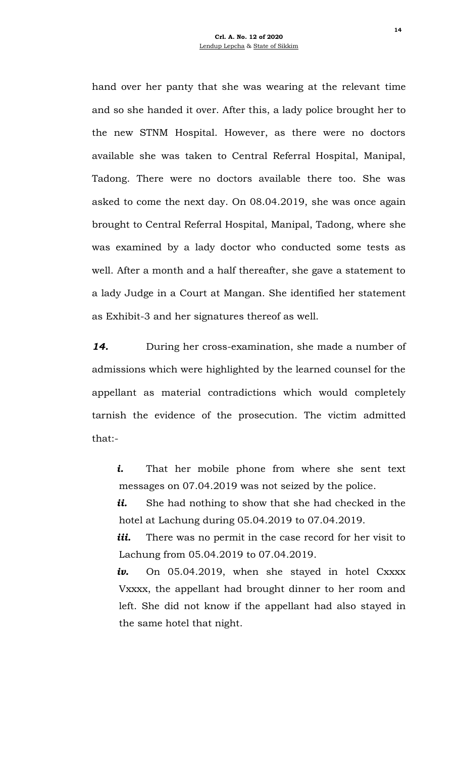hand over her panty that she was wearing at the relevant time and so she handed it over. After this, a lady police brought her to the new STNM Hospital. However, as there were no doctors available she was taken to Central Referral Hospital, Manipal, Tadong. There were no doctors available there too. She was asked to come the next day. On 08.04.2019, she was once again brought to Central Referral Hospital, Manipal, Tadong, where she was examined by a lady doctor who conducted some tests as well. After a month and a half thereafter, she gave a statement to a lady Judge in a Court at Mangan. She identified her statement as Exhibit-3 and her signatures thereof as well.

***14.*** During her cross-examination, she made a number of admissions which were highlighted by the learned counsel for the appellant as material contradictions which would completely tarnish the evidence of the prosecution. The victim admitted that:-

> ***i.*** That her mobile phone from where she sent text messages on 07.04.2019 was not seized by the police.
>
> ***ii.*** She had nothing to show that she had checked in the hotel at Lachung during 05.04.2019 to 07.04.2019.
>
> ***iii.*** There was no permit in the case record for her visit to Lachung from 05.04.2019 to 07.04.2019.
>
> ***iv.*** On 05.04.2019, when she stayed in hotel Cxxxx Vxxxx, the appellant had brought dinner to her room and left. She did not know if the appellant had also stayed in the same hotel that night.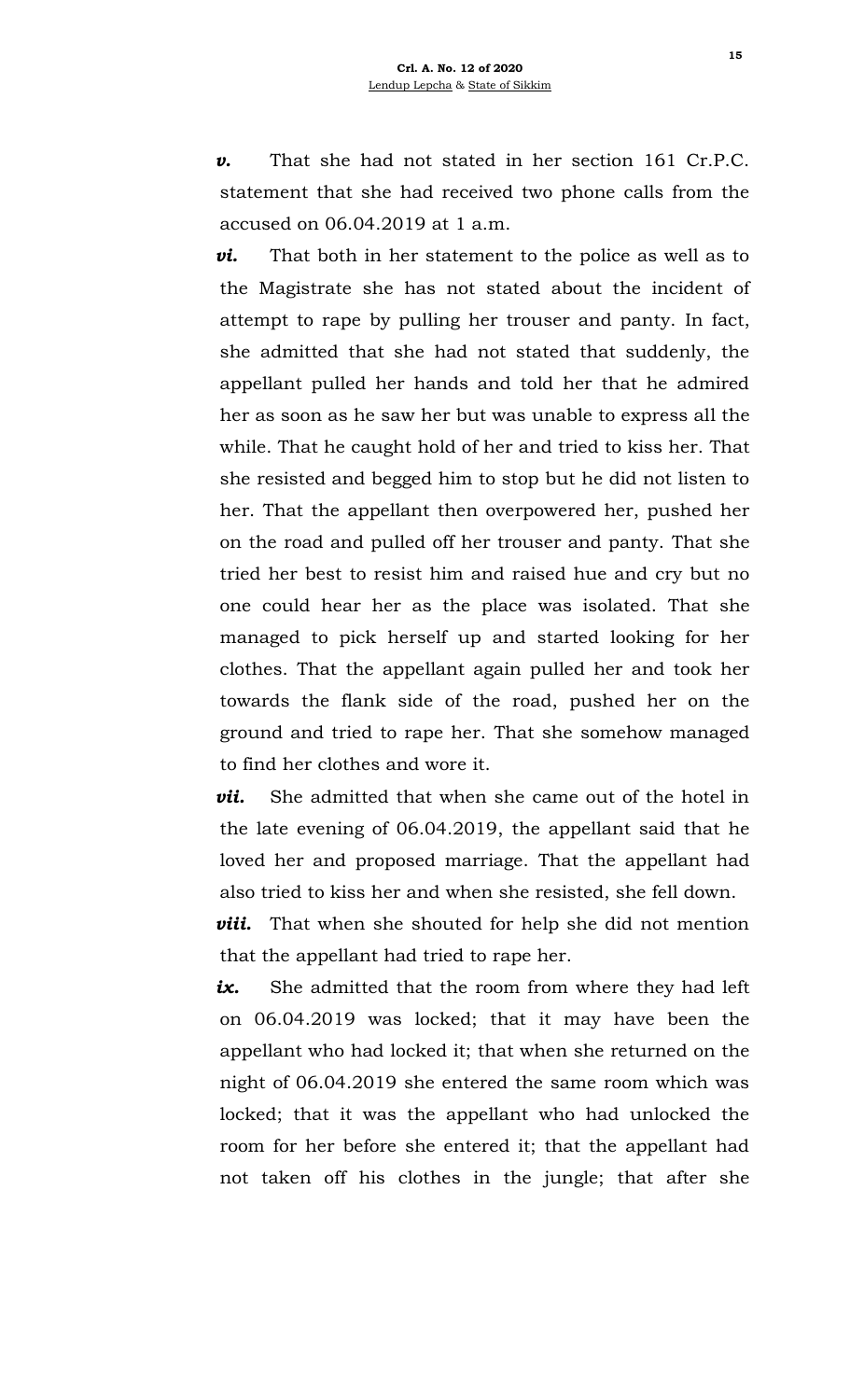***v.*** That she had not stated in her section 161 Cr.P.C. statement that she had received two phone calls from the accused on 06.04.2019 at 1 a.m.

***vi.*** That both in her statement to the police as well as to the Magistrate she has not stated about the incident of attempt to rape by pulling her trouser and panty. In fact, she admitted that she had not stated that suddenly, the appellant pulled her hands and told her that he admired her as soon as he saw her but was unable to express all the while. That he caught hold of her and tried to kiss her. That she resisted and begged him to stop but he did not listen to her. That the appellant then overpowered her, pushed her on the road and pulled off her trouser and panty. That she tried her best to resist him and raised hue and cry but no one could hear her as the place was isolated. That she managed to pick herself up and started looking for her clothes. That the appellant again pulled her and took her towards the flank side of the road, pushed her on the ground and tried to rape her. That she somehow managed to find her clothes and wore it.

***vii.*** She admitted that when she came out of the hotel in the late evening of 06.04.2019, the appellant said that he loved her and proposed marriage. That the appellant had also tried to kiss her and when she resisted, she fell down.

***viii.*** That when she shouted for help she did not mention that the appellant had tried to rape her.

***ix.*** She admitted that the room from where they had left on 06.04.2019 was locked; that it may have been the appellant who had locked it; that when she returned on the night of 06.04.2019 she entered the same room which was locked; that it was the appellant who had unlocked the room for her before she entered it; that the appellant had not taken off his clothes in the jungle; that after she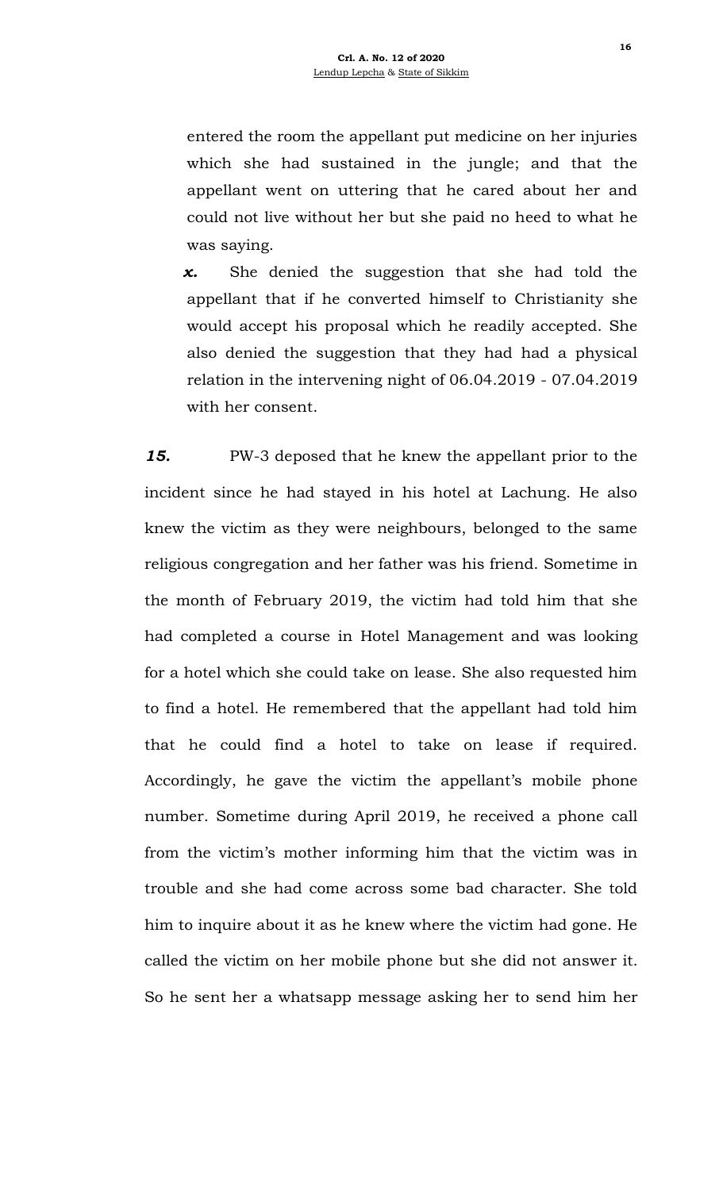entered the room the appellant put medicine on her injuries which she had sustained in the jungle; and that the appellant went on uttering that he cared about her and could not live without her but she paid no heed to what he was saying.

***x.*** She denied the suggestion that she had told the appellant that if he converted himself to Christianity she would accept his proposal which he readily accepted. She also denied the suggestion that they had had a physical relation in the intervening night of 06.04.2019 - 07.04.2019 with her consent.

***15.*** PW-3 deposed that he knew the appellant prior to the incident since he had stayed in his hotel at Lachung. He also knew the victim as they were neighbours, belonged to the same religious congregation and her father was his friend. Sometime in the month of February 2019, the victim had told him that she had completed a course in Hotel Management and was looking for a hotel which she could take on lease. She also requested him to find a hotel. He remembered that the appellant had told him that he could find a hotel to take on lease if required. Accordingly, he gave the victim the appellant's mobile phone number. Sometime during April 2019, he received a phone call from the victim's mother informing him that the victim was in trouble and she had come across some bad character. She told him to inquire about it as he knew where the victim had gone. He called the victim on her mobile phone but she did not answer it. So he sent her a whatsapp message asking her to send him her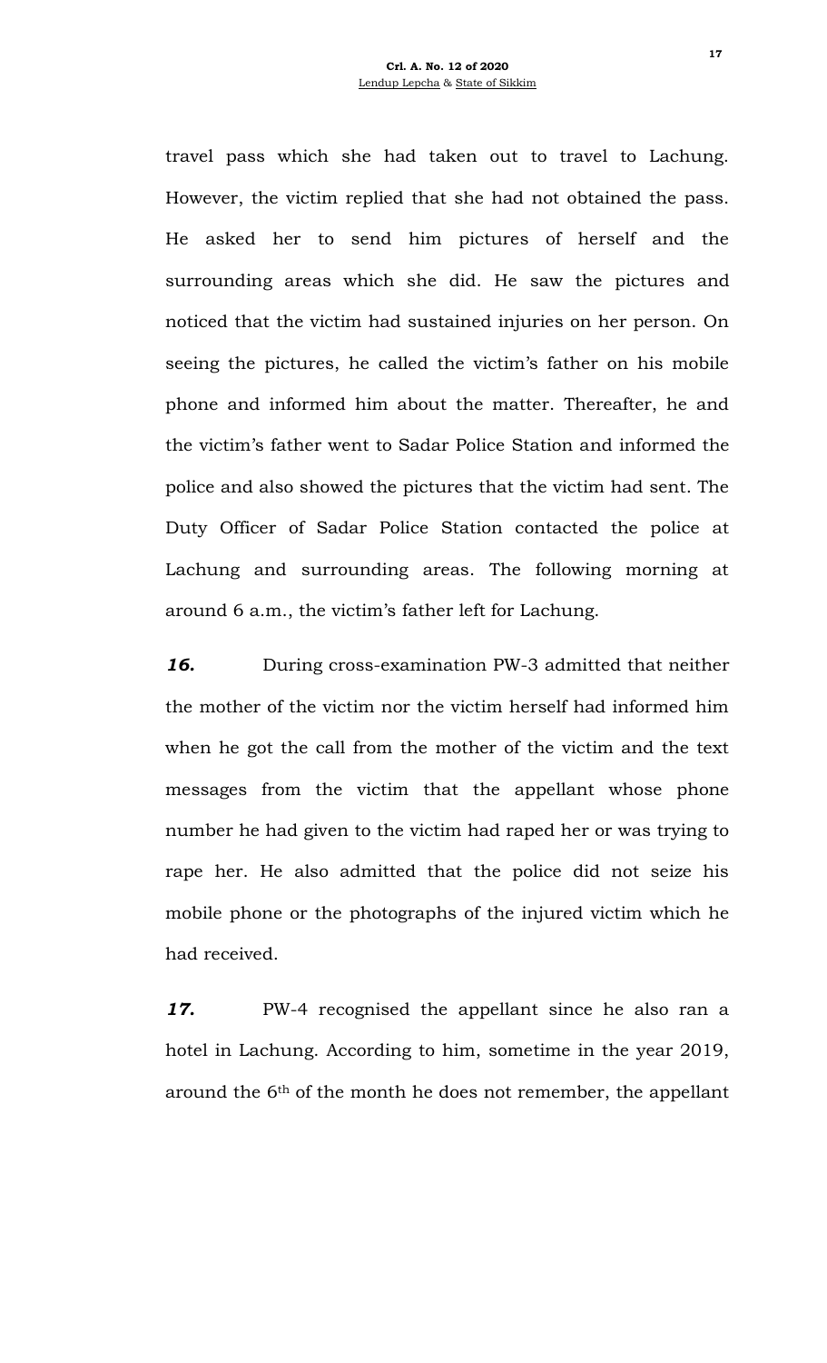travel pass which she had taken out to travel to Lachung. However, the victim replied that she had not obtained the pass. He asked her to send him pictures of herself and the surrounding areas which she did. He saw the pictures and noticed that the victim had sustained injuries on her person. On seeing the pictures, he called the victim's father on his mobile phone and informed him about the matter. Thereafter, he and the victim's father went to Sadar Police Station and informed the police and also showed the pictures that the victim had sent. The Duty Officer of Sadar Police Station contacted the police at Lachung and surrounding areas. The following morning at around 6 a.m., the victim's father left for Lachung.

***16.*** During cross-examination PW-3 admitted that neither the mother of the victim nor the victim herself had informed him when he got the call from the mother of the victim and the text messages from the victim that the appellant whose phone number he had given to the victim had raped her or was trying to rape her. He also admitted that the police did not seize his mobile phone or the photographs of the injured victim which he had received.

***17.*** PW-4 recognised the appellant since he also ran a hotel in Lachung. According to him, sometime in the year 2019, around the 6th of the month he does not remember, the appellant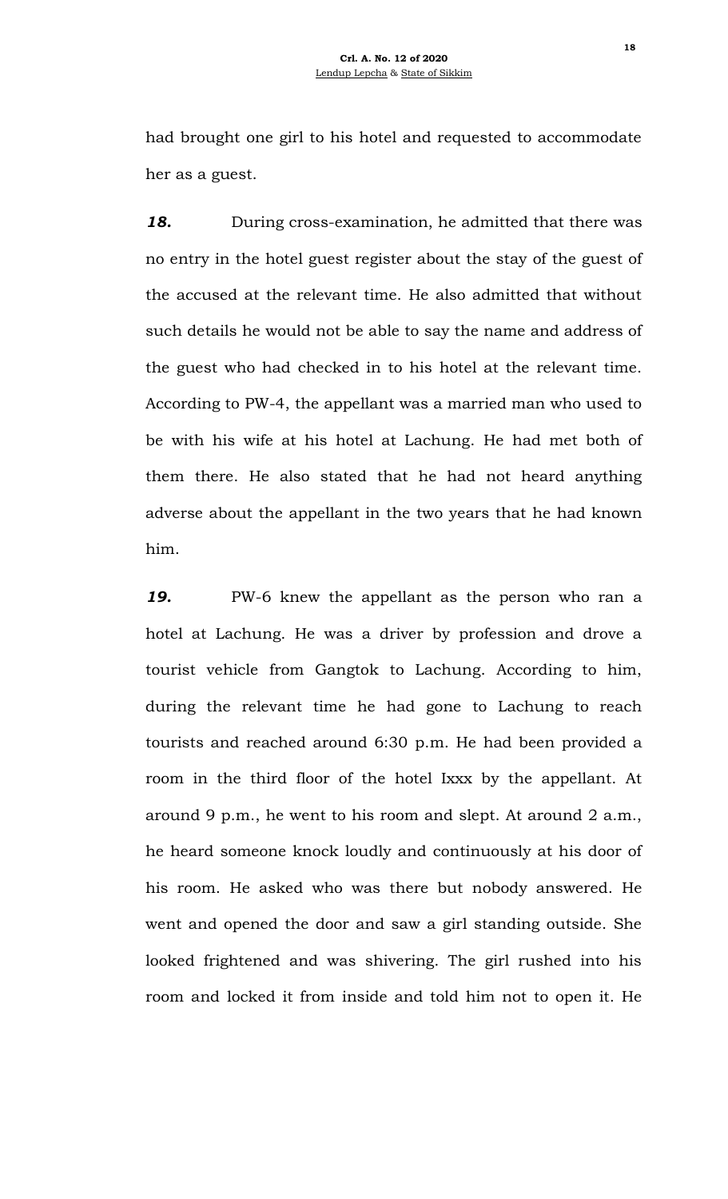had brought one girl to his hotel and requested to accommodate her as a guest.

***18.*** During cross-examination, he admitted that there was no entry in the hotel guest register about the stay of the guest of the accused at the relevant time. He also admitted that without such details he would not be able to say the name and address of the guest who had checked in to his hotel at the relevant time. According to PW-4, the appellant was a married man who used to be with his wife at his hotel at Lachung. He had met both of them there. He also stated that he had not heard anything adverse about the appellant in the two years that he had known him.

***19.*** PW-6 knew the appellant as the person who ran a hotel at Lachung. He was a driver by profession and drove a tourist vehicle from Gangtok to Lachung. According to him, during the relevant time he had gone to Lachung to reach tourists and reached around 6:30 p.m. He had been provided a room in the third floor of the hotel Ixxx by the appellant. At around 9 p.m., he went to his room and slept. At around 2 a.m., he heard someone knock loudly and continuously at his door of his room. He asked who was there but nobody answered. He went and opened the door and saw a girl standing outside. She looked frightened and was shivering. The girl rushed into his room and locked it from inside and told him not to open it. He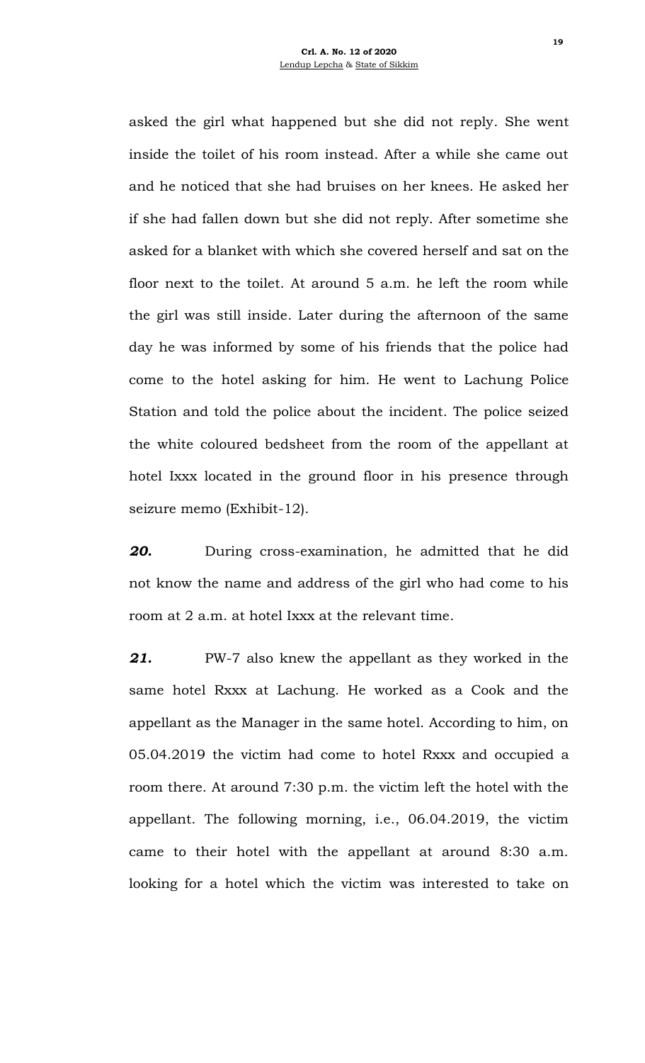asked the girl what happened but she did not reply. She went inside the toilet of his room instead. After a while she came out and he noticed that she had bruises on her knees. He asked her if she had fallen down but she did not reply. After sometime she asked for a blanket with which she covered herself and sat on the floor next to the toilet. At around 5 a.m. he left the room while the girl was still inside. Later during the afternoon of the same day he was informed by some of his friends that the police had come to the hotel asking for him. He went to Lachung Police Station and told the police about the incident. The police seized the white coloured bedsheet from the room of the appellant at hotel Ixxx located in the ground floor in his presence through seizure memo (Exhibit-12).

***20.*** During cross-examination, he admitted that he did not know the name and address of the girl who had come to his room at 2 a.m. at hotel Ixxx at the relevant time.

***21.*** PW-7 also knew the appellant as they worked in the same hotel Rxxx at Lachung. He worked as a Cook and the appellant as the Manager in the same hotel. According to him, on 05.04.2019 the victim had come to hotel Rxxx and occupied a room there. At around 7:30 p.m. the victim left the hotel with the appellant. The following morning, i.e., 06.04.2019, the victim came to their hotel with the appellant at around 8:30 a.m. looking for a hotel which the victim was interested to take on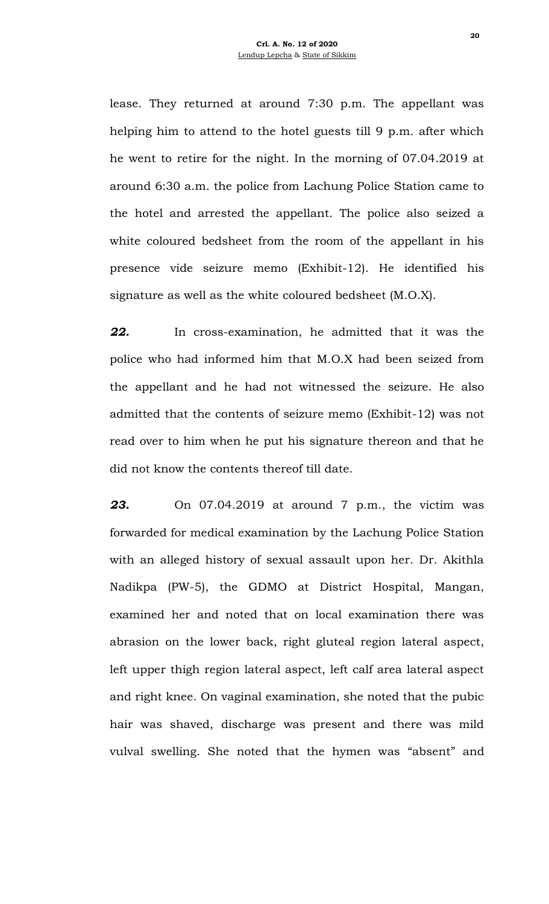lease. They returned at around 7:30 p.m. The appellant was helping him to attend to the hotel guests till 9 p.m. after which he went to retire for the night. In the morning of 07.04.2019 at around 6:30 a.m. the police from Lachung Police Station came to the hotel and arrested the appellant. The police also seized a white coloured bedsheet from the room of the appellant in his presence vide seizure memo (Exhibit-12). He identified his signature as well as the white coloured bedsheet (M.O.X).

***22.*** In cross-examination, he admitted that it was the police who had informed him that M.O.X had been seized from the appellant and he had not witnessed the seizure. He also admitted that the contents of seizure memo (Exhibit-12) was not read over to him when he put his signature thereon and that he did not know the contents thereof till date.

***23.*** On 07.04.2019 at around 7 p.m., the victim was forwarded for medical examination by the Lachung Police Station with an alleged history of sexual assault upon her. Dr. Akithla Nadikpa (PW-5), the GDMO at District Hospital, Mangan, examined her and noted that on local examination there was abrasion on the lower back, right gluteal region lateral aspect, left upper thigh region lateral aspect, left calf area lateral aspect and right knee. On vaginal examination, she noted that the pubic hair was shaved, discharge was present and there was mild vulval swelling. She noted that the hymen was "absent" and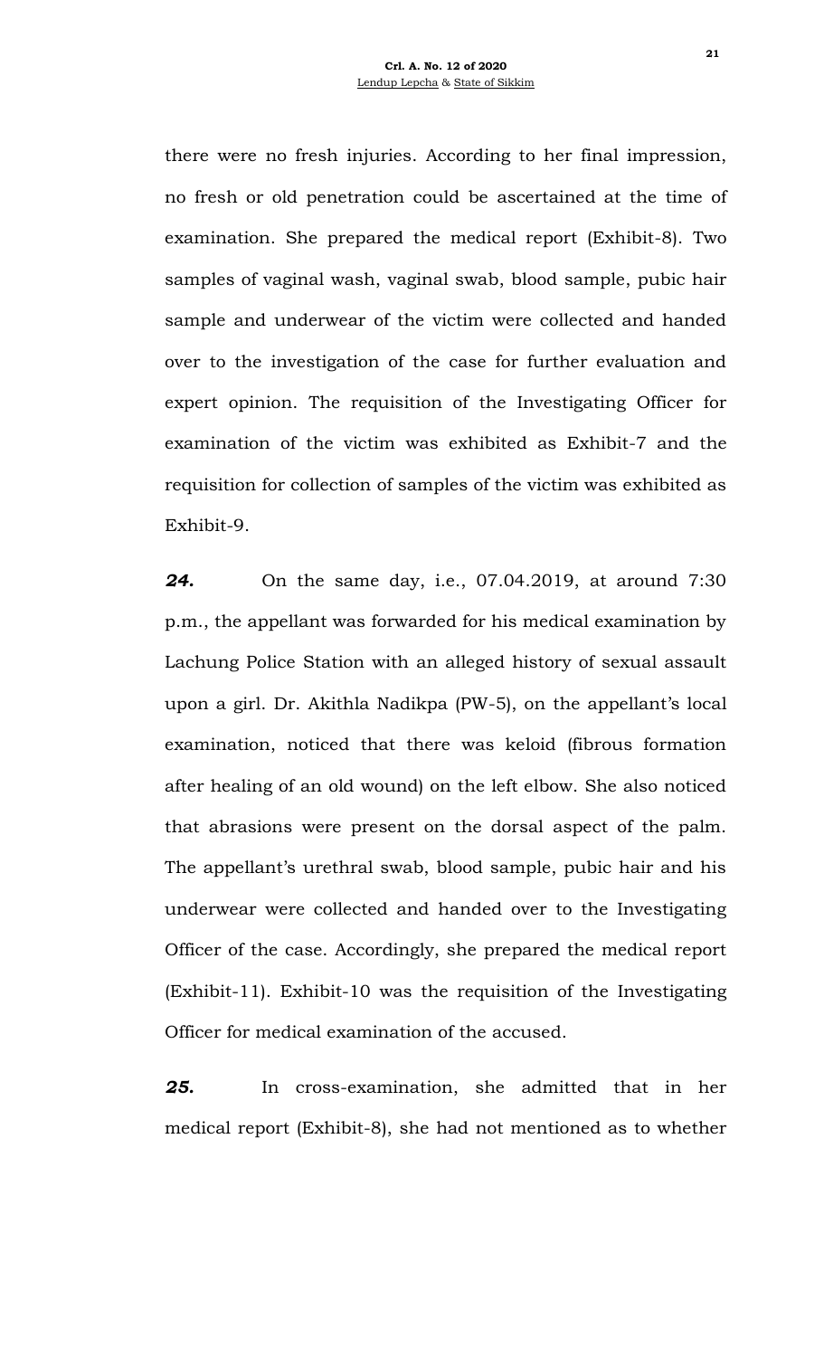there were no fresh injuries. According to her final impression, no fresh or old penetration could be ascertained at the time of examination. She prepared the medical report (Exhibit-8). Two samples of vaginal wash, vaginal swab, blood sample, pubic hair sample and underwear of the victim were collected and handed over to the investigation of the case for further evaluation and expert opinion. The requisition of the Investigating Officer for examination of the victim was exhibited as Exhibit-7 and the requisition for collection of samples of the victim was exhibited as Exhibit-9.

***24.*** On the same day, i.e., 07.04.2019, at around 7:30 p.m., the appellant was forwarded for his medical examination by Lachung Police Station with an alleged history of sexual assault upon a girl. Dr. Akithla Nadikpa (PW-5), on the appellant's local examination, noticed that there was keloid (fibrous formation after healing of an old wound) on the left elbow. She also noticed that abrasions were present on the dorsal aspect of the palm. The appellant's urethral swab, blood sample, pubic hair and his underwear were collected and handed over to the Investigating Officer of the case. Accordingly, she prepared the medical report (Exhibit-11). Exhibit-10 was the requisition of the Investigating Officer for medical examination of the accused.

***25.*** In cross-examination, she admitted that in her medical report (Exhibit-8), she had not mentioned as to whether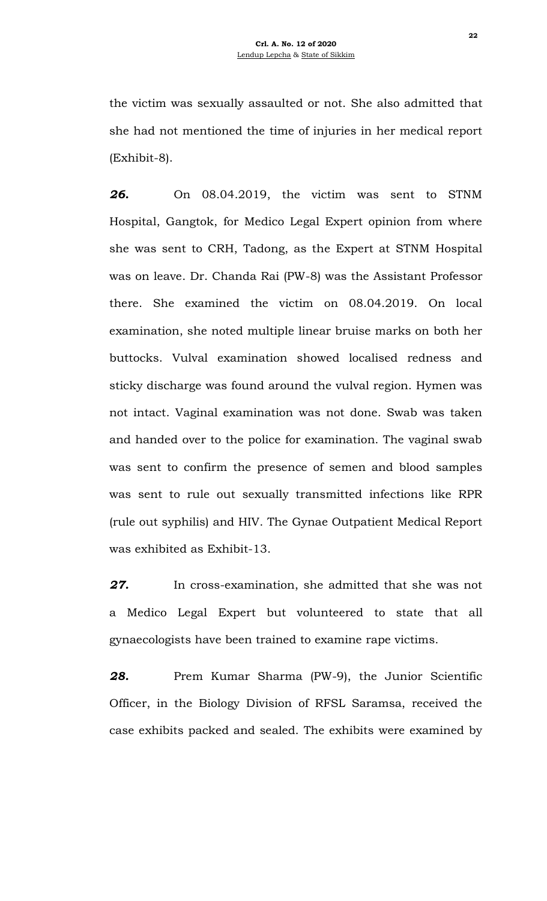the victim was sexually assaulted or not. She also admitted that she had not mentioned the time of injuries in her medical report (Exhibit-8).

***26.*** On 08.04.2019, the victim was sent to STNM Hospital, Gangtok, for Medico Legal Expert opinion from where she was sent to CRH, Tadong, as the Expert at STNM Hospital was on leave. Dr. Chanda Rai (PW-8) was the Assistant Professor there. She examined the victim on 08.04.2019. On local examination, she noted multiple linear bruise marks on both her buttocks. Vulval examination showed localised redness and sticky discharge was found around the vulval region. Hymen was not intact. Vaginal examination was not done. Swab was taken and handed over to the police for examination. The vaginal swab was sent to confirm the presence of semen and blood samples was sent to rule out sexually transmitted infections like RPR (rule out syphilis) and HIV. The Gynae Outpatient Medical Report was exhibited as Exhibit-13.

***27.*** In cross-examination, she admitted that she was not a Medico Legal Expert but volunteered to state that all gynaecologists have been trained to examine rape victims.

***28.*** Prem Kumar Sharma (PW-9), the Junior Scientific Officer, in the Biology Division of RFSL Saramsa, received the case exhibits packed and sealed. The exhibits were examined by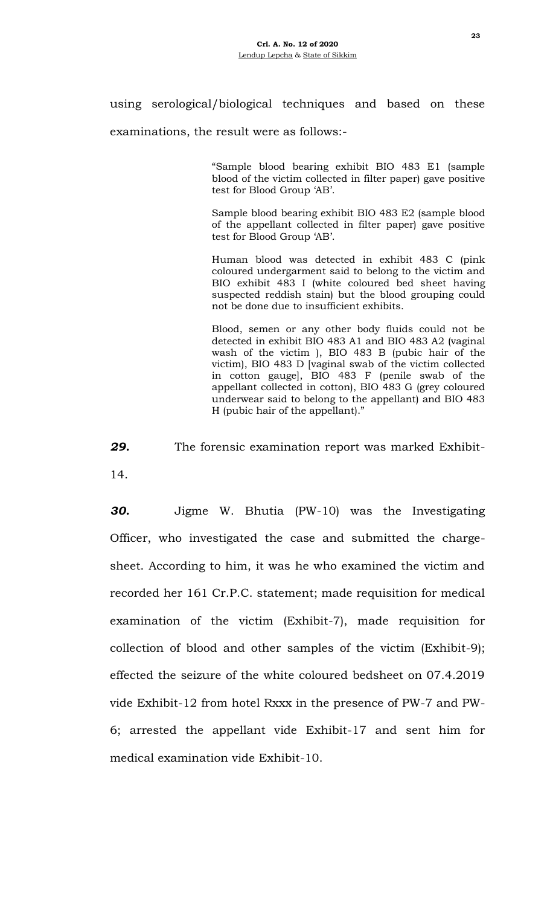using serological/biological techniques and based on these examinations, the result were as follows:-

> "Sample blood bearing exhibit BIO 483 E1 (sample blood of the victim collected in filter paper) gave positive test for Blood Group 'AB'.
>
> Sample blood bearing exhibit BIO 483 E2 (sample blood of the appellant collected in filter paper) gave positive test for Blood Group 'AB'.
>
> Human blood was detected in exhibit 483 C (pink coloured undergarment said to belong to the victim and BIO exhibit 483 I (white coloured bed sheet having suspected reddish stain) but the blood grouping could not be done due to insufficient exhibits.
>
> Blood, semen or any other body fluids could not be detected in exhibit BIO 483 A1 and BIO 483 A2 (vaginal wash of the victim ), BIO 483 B (pubic hair of the victim), BIO 483 D [vaginal swab of the victim collected in cotton gauge], BIO 483 F (penile swab of the appellant collected in cotton), BIO 483 G (grey coloured underwear said to belong to the appellant) and BIO 483 H (pubic hair of the appellant)."

***29.*** The forensic examination report was marked Exhibit-14.

***30.*** Jigme W. Bhutia (PW-10) was the Investigating Officer, who investigated the case and submitted the charge-sheet. According to him, it was he who examined the victim and recorded her 161 Cr.P.C. statement; made requisition for medical examination of the victim (Exhibit-7), made requisition for collection of blood and other samples of the victim (Exhibit-9); effected the seizure of the white coloured bedsheet on 07.4.2019 vide Exhibit-12 from hotel Rxxx in the presence of PW-7 and PW-6; arrested the appellant vide Exhibit-17 and sent him for medical examination vide Exhibit-10.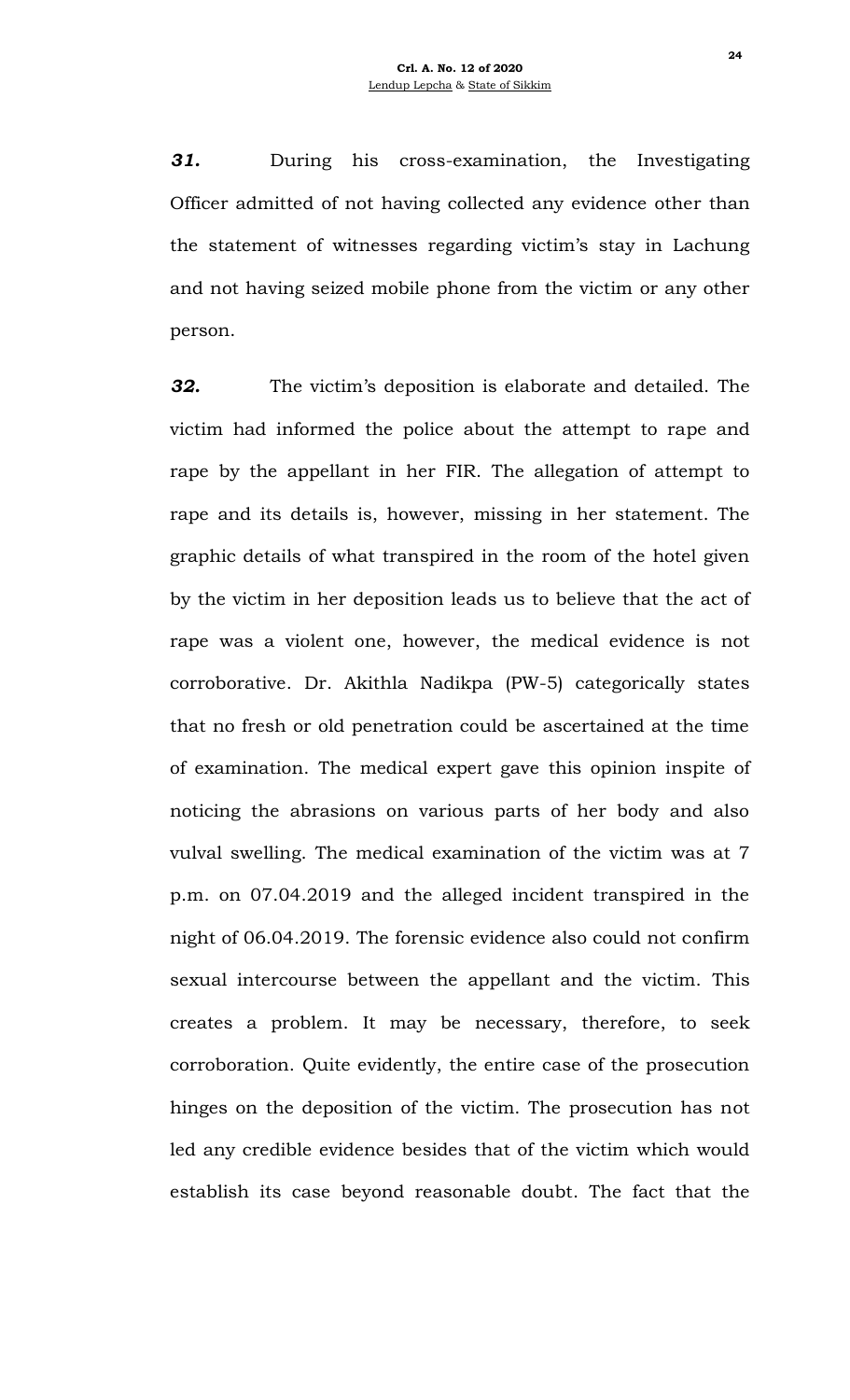***31.*** During his cross-examination, the Investigating Officer admitted of not having collected any evidence other than the statement of witnesses regarding victim's stay in Lachung and not having seized mobile phone from the victim or any other person.

***32.*** The victim's deposition is elaborate and detailed. The victim had informed the police about the attempt to rape and rape by the appellant in her FIR. The allegation of attempt to rape and its details is, however, missing in her statement. The graphic details of what transpired in the room of the hotel given by the victim in her deposition leads us to believe that the act of rape was a violent one, however, the medical evidence is not corroborative. Dr. Akithla Nadikpa (PW-5) categorically states that no fresh or old penetration could be ascertained at the time of examination. The medical expert gave this opinion inspite of noticing the abrasions on various parts of her body and also vulval swelling. The medical examination of the victim was at 7 p.m. on 07.04.2019 and the alleged incident transpired in the night of 06.04.2019. The forensic evidence also could not confirm sexual intercourse between the appellant and the victim. This creates a problem. It may be necessary, therefore, to seek corroboration. Quite evidently, the entire case of the prosecution hinges on the deposition of the victim. The prosecution has not led any credible evidence besides that of the victim which would establish its case beyond reasonable doubt. The fact that the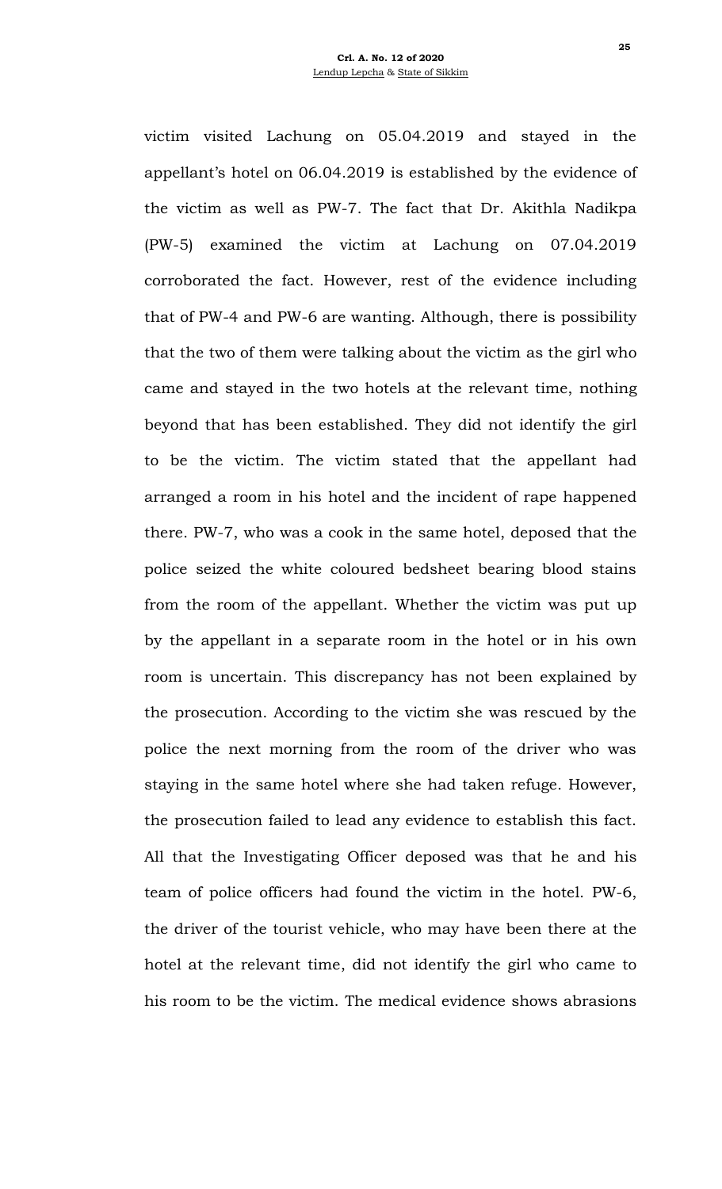victim visited Lachung on 05.04.2019 and stayed in the appellant's hotel on 06.04.2019 is established by the evidence of the victim as well as PW-7. The fact that Dr. Akithla Nadikpa (PW-5) examined the victim at Lachung on 07.04.2019 corroborated the fact. However, rest of the evidence including that of PW-4 and PW-6 are wanting. Although, there is possibility that the two of them were talking about the victim as the girl who came and stayed in the two hotels at the relevant time, nothing beyond that has been established. They did not identify the girl to be the victim. The victim stated that the appellant had arranged a room in his hotel and the incident of rape happened there. PW-7, who was a cook in the same hotel, deposed that the police seized the white coloured bedsheet bearing blood stains from the room of the appellant. Whether the victim was put up by the appellant in a separate room in the hotel or in his own room is uncertain. This discrepancy has not been explained by the prosecution. According to the victim she was rescued by the police the next morning from the room of the driver who was staying in the same hotel where she had taken refuge. However, the prosecution failed to lead any evidence to establish this fact. All that the Investigating Officer deposed was that he and his team of police officers had found the victim in the hotel. PW-6, the driver of the tourist vehicle, who may have been there at the hotel at the relevant time, did not identify the girl who came to his room to be the victim. The medical evidence shows abrasions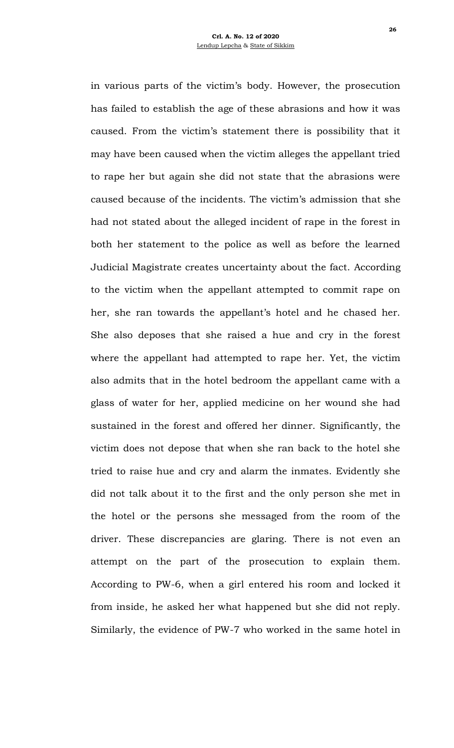in various parts of the victim's body. However, the prosecution has failed to establish the age of these abrasions and how it was caused. From the victim's statement there is possibility that it may have been caused when the victim alleges the appellant tried to rape her but again she did not state that the abrasions were caused because of the incidents. The victim's admission that she had not stated about the alleged incident of rape in the forest in both her statement to the police as well as before the learned Judicial Magistrate creates uncertainty about the fact. According to the victim when the appellant attempted to commit rape on her, she ran towards the appellant's hotel and he chased her. She also deposes that she raised a hue and cry in the forest where the appellant had attempted to rape her. Yet, the victim also admits that in the hotel bedroom the appellant came with a glass of water for her, applied medicine on her wound she had sustained in the forest and offered her dinner. Significantly, the victim does not depose that when she ran back to the hotel she tried to raise hue and cry and alarm the inmates. Evidently she did not talk about it to the first and the only person she met in the hotel or the persons she messaged from the room of the driver. These discrepancies are glaring. There is not even an attempt on the part of the prosecution to explain them. According to PW-6, when a girl entered his room and locked it from inside, he asked her what happened but she did not reply. Similarly, the evidence of PW-7 who worked in the same hotel in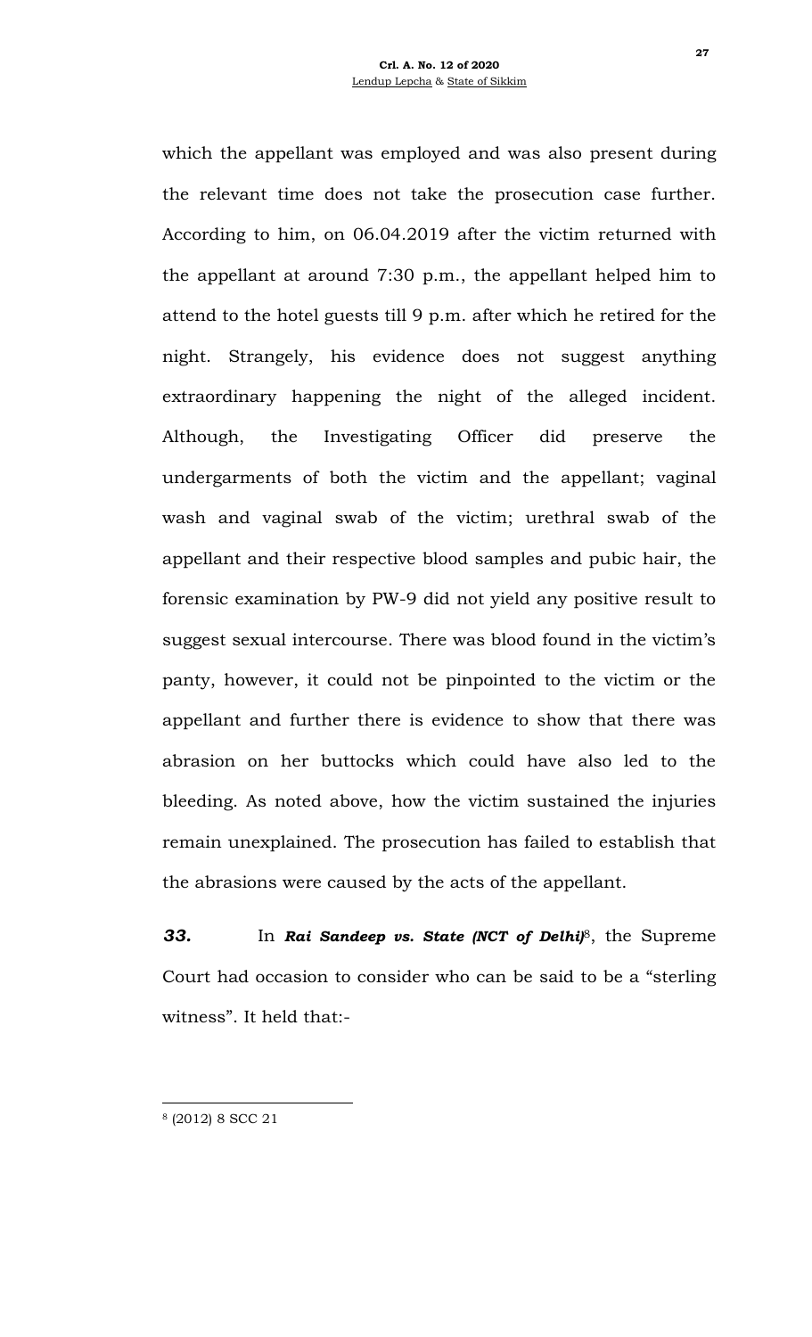which the appellant was employed and was also present during the relevant time does not take the prosecution case further. According to him, on 06.04.2019 after the victim returned with the appellant at around 7:30 p.m., the appellant helped him to attend to the hotel guests till 9 p.m. after which he retired for the night. Strangely, his evidence does not suggest anything extraordinary happening the night of the alleged incident. Although, the Investigating Officer did preserve the undergarments of both the victim and the appellant; vaginal wash and vaginal swab of the victim; urethral swab of the appellant and their respective blood samples and pubic hair, the forensic examination by PW-9 did not yield any positive result to suggest sexual intercourse. There was blood found in the victim's panty, however, it could not be pinpointed to the victim or the appellant and further there is evidence to show that there was abrasion on her buttocks which could have also led to the bleeding. As noted above, how the victim sustained the injuries remain unexplained. The prosecution has failed to establish that the abrasions were caused by the acts of the appellant.

***33.*** In ***Rai Sandeep vs. State (NCT of Delhi)***[8], the Supreme Court had occasion to consider who can be said to be a "sterling witness". It held that:-

---

[8] (2012) 8 SCC 21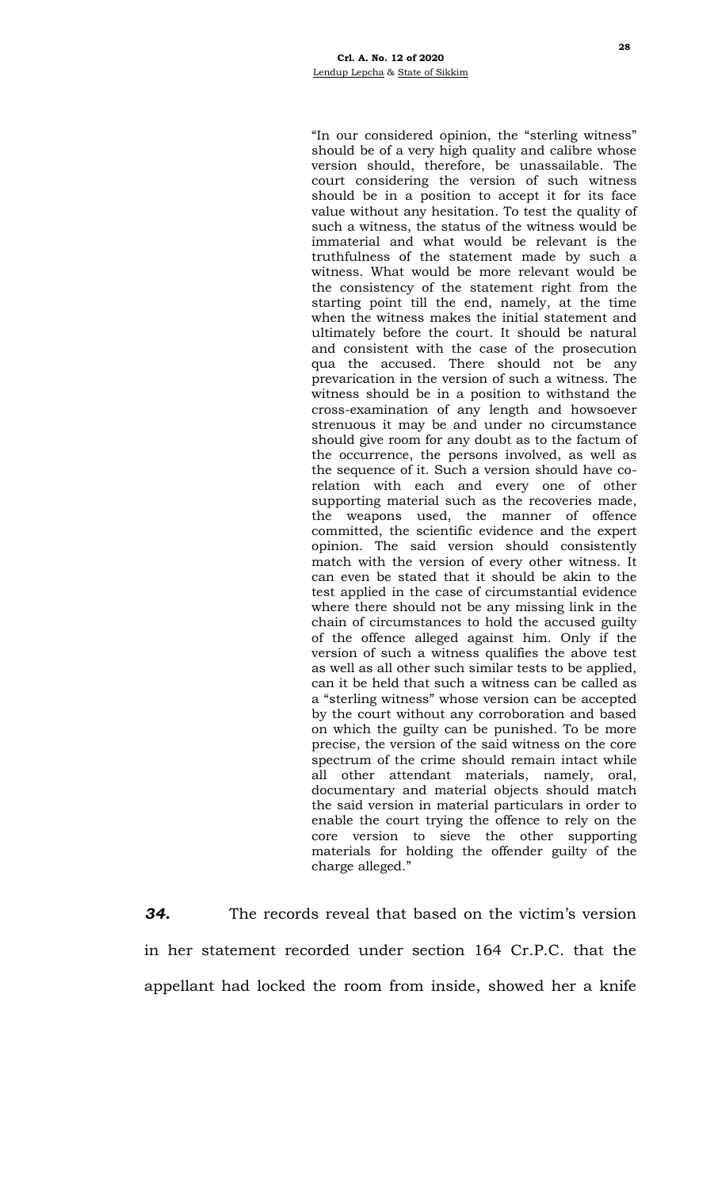> "In our considered opinion, the "sterling witness" should be of a very high quality and calibre whose version should, therefore, be unassailable. The court considering the version of such witness should be in a position to accept it for its face value without any hesitation. To test the quality of such a witness, the status of the witness would be immaterial and what would be relevant is the truthfulness of the statement made by such a witness. What would be more relevant would be the consistency of the statement right from the starting point till the end, namely, at the time when the witness makes the initial statement and ultimately before the court. It should be natural and consistent with the case of the prosecution qua the accused. There should not be any prevarication in the version of such a witness. The witness should be in a position to withstand the cross-examination of any length and howsoever strenuous it may be and under no circumstance should give room for any doubt as to the factum of the occurrence, the persons involved, as well as the sequence of it. Such a version should have co-relation with each and every one of other supporting material such as the recoveries made, the weapons used, the manner of offence committed, the scientific evidence and the expert opinion. The said version should consistently match with the version of every other witness. It can even be stated that it should be akin to the test applied in the case of circumstantial evidence where there should not be any missing link in the chain of circumstances to hold the accused guilty of the offence alleged against him. Only if the version of such a witness qualifies the above test as well as all other such similar tests to be applied, can it be held that such a witness can be called as a "sterling witness" whose version can be accepted by the court without any corroboration and based on which the guilty can be punished. To be more precise, the version of the said witness on the core spectrum of the crime should remain intact while all other attendant materials, namely, oral, documentary and material objects should match the said version in material particulars in order to enable the court trying the offence to rely on the core version to sieve the other supporting materials for holding the offender guilty of the charge alleged."

***34.*** The records reveal that based on the victim's version in her statement recorded under section 164 Cr.P.C. that the appellant had locked the room from inside, showed her a knife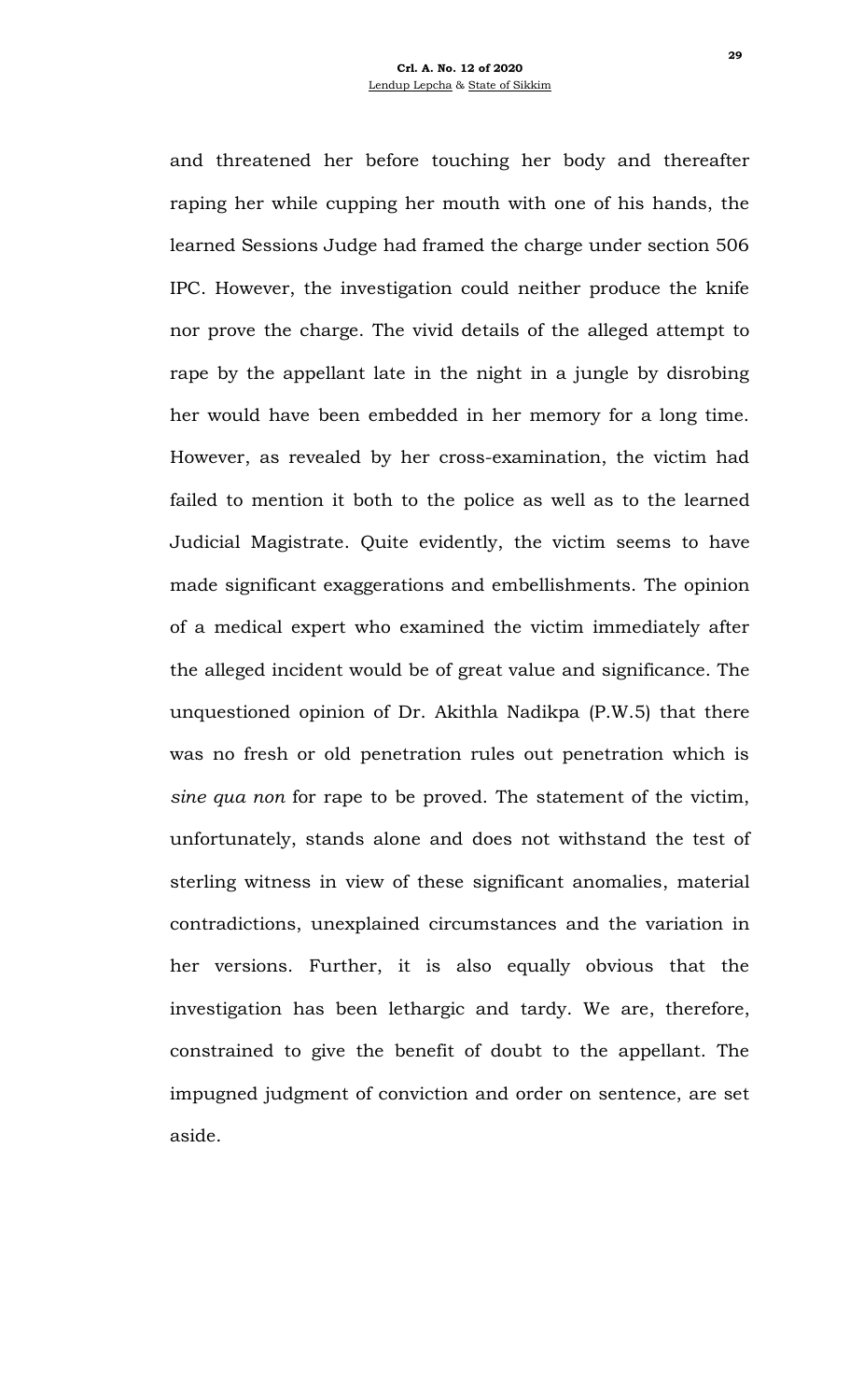and threatened her before touching her body and thereafter raping her while cupping her mouth with one of his hands, the learned Sessions Judge had framed the charge under section 506 IPC. However, the investigation could neither produce the knife nor prove the charge. The vivid details of the alleged attempt to rape by the appellant late in the night in a jungle by disrobing her would have been embedded in her memory for a long time. However, as revealed by her cross-examination, the victim had failed to mention it both to the police as well as to the learned Judicial Magistrate. Quite evidently, the victim seems to have made significant exaggerations and embellishments. The opinion of a medical expert who examined the victim immediately after the alleged incident would be of great value and significance. The unquestioned opinion of Dr. Akithla Nadikpa (P.W.5) that there was no fresh or old penetration rules out penetration which is *sine qua non* for rape to be proved. The statement of the victim, unfortunately, stands alone and does not withstand the test of sterling witness in view of these significant anomalies, material contradictions, unexplained circumstances and the variation in her versions. Further, it is also equally obvious that the investigation has been lethargic and tardy. We are, therefore, constrained to give the benefit of doubt to the appellant. The impugned judgment of conviction and order on sentence, are set aside.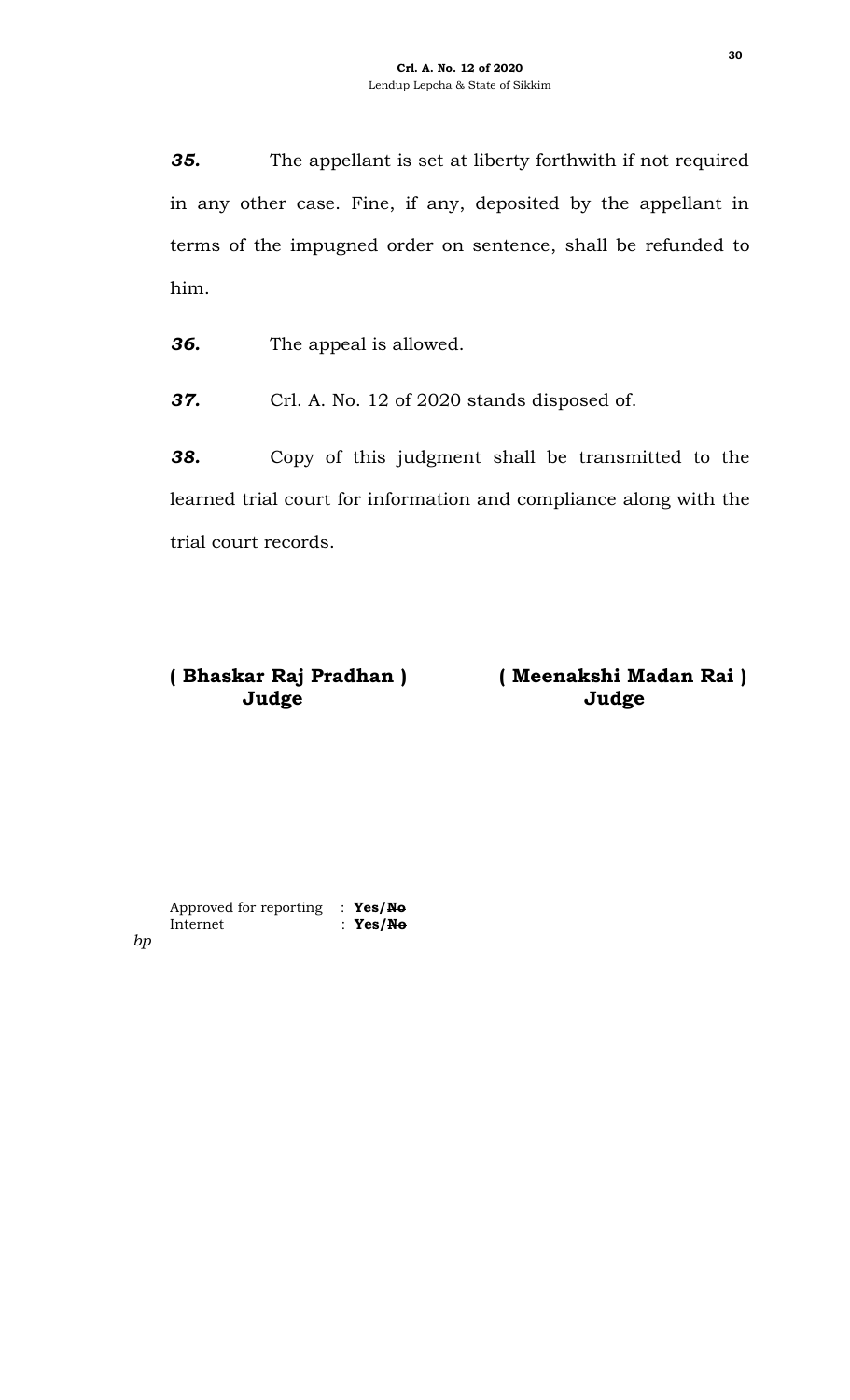***35.*** The appellant is set at liberty forthwith if not required in any other case. Fine, if any, deposited by the appellant in terms of the impugned order on sentence, shall be refunded to him.

***36.*** The appeal is allowed.

***37.*** Crl. A. No. 12 of 2020 stands disposed of.

***38.*** Copy of this judgment shall be transmitted to the learned trial court for information and compliance along with the trial court records.

| | |
|---|---|
| **( Bhaskar Raj Pradhan )** | **( Meenakshi Madan Rai )** |
| **Judge** | **Judge** |

Approved for reporting : **Yes/~~No~~**
Internet : **Yes/~~No~~**

*bp*